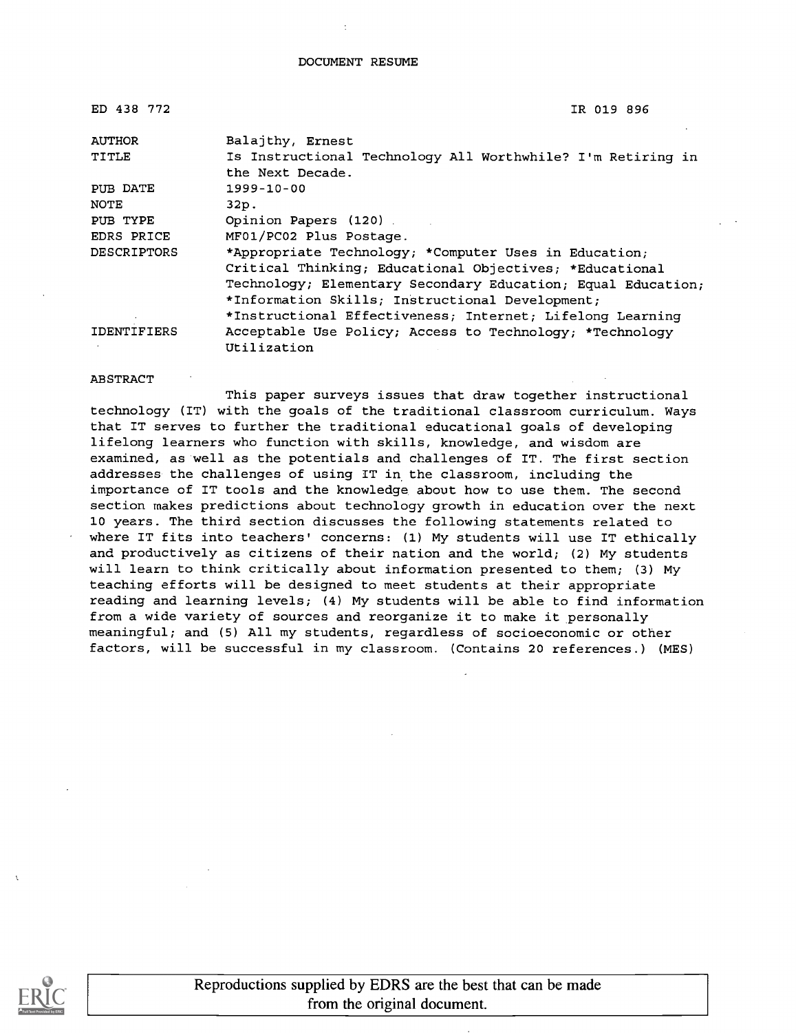DOCUMENT RESUME

| | |
|---|---|
| ED 438 772 | IR 019 896 |
| AUTHOR | Balajthy, Ernest |
| TITLE | Is Instructional Technology All Worthwhile? I'm Retiring in the Next Decade. |
| PUB DATE | 1999-10-00 |
| NOTE | 32p. |
| PUB TYPE | Opinion Papers (120) |
| EDRS PRICE | MF01/PC02 Plus Postage. |
| DESCRIPTORS | *Appropriate Technology; *Computer Uses in Education; Critical Thinking; Educational Objectives; *Educational Technology; Elementary Secondary Education; Equal Education; *Information Skills; Instructional Development; *Instructional Effectiveness; Internet; Lifelong Learning |
| IDENTIFIERS | Acceptable Use Policy; Access to Technology; *Technology Utilization |

ABSTRACT

This paper surveys issues that draw together instructional technology (IT) with the goals of the traditional classroom curriculum. Ways that IT serves to further the traditional educational goals of developing lifelong learners who function with skills, knowledge, and wisdom are examined, as well as the potentials and challenges of IT. The first section addresses the challenges of using IT in the classroom, including the importance of IT tools and the knowledge about how to use them. The second section makes predictions about technology growth in education over the next 10 years. The third section discusses the following statements related to where IT fits into teachers' concerns: (1) My students will use IT ethically and productively as citizens of their nation and the world; (2) My students will learn to think critically about information presented to them; (3) My teaching efforts will be designed to meet students at their appropriate reading and learning levels; (4) My students will be able to find information from a wide variety of sources and reorganize it to make it personally meaningful; and (5) All my students, regardless of socioeconomic or other factors, will be successful in my classroom. (Contains 20 references.) (MES)

Reproductions supplied by EDRS are the best that can be made from the original document.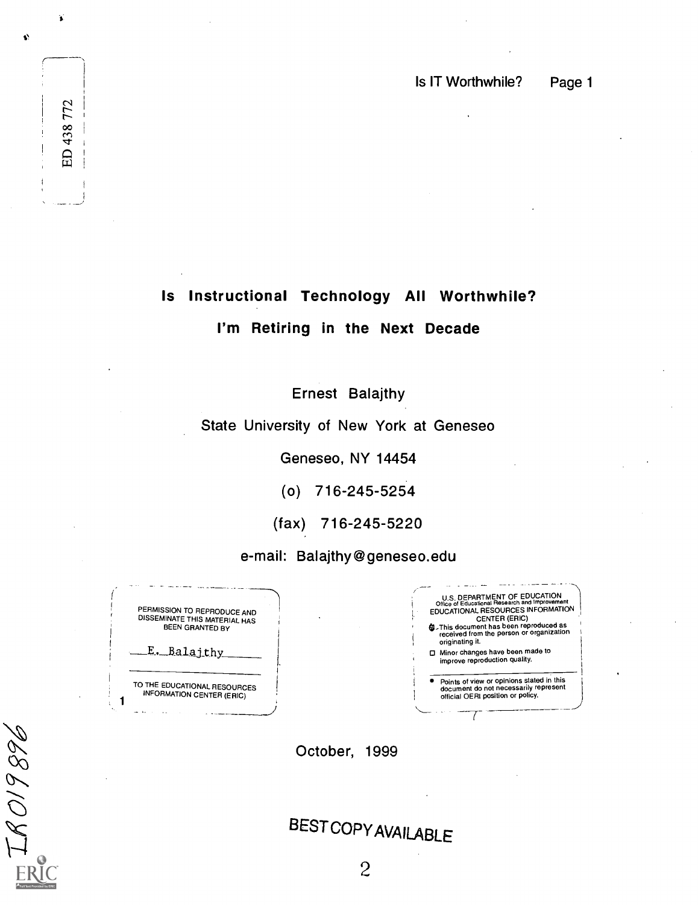ED 438 772

# Is Instructional Technology All Worthwhile?

## I'm Retiring in the Next Decade

Ernest Balajthy

State University of New York at Geneseo

Geneseo, NY 14454

(o) 716-245-5254

(fax) 716-245-5220

e-mail: Balajthy@geneseo.edu

PERMISSION TO REPRODUCE AND DISSEMINATE THIS MATERIAL HAS BEEN GRANTED BY

E. Balajthy

TO THE EDUCATIONAL RESOURCES INFORMATION CENTER (ERIC)

U.S. DEPARTMENT OF EDUCATION
Office of Educational Research and Improvement
EDUCATIONAL RESOURCES INFORMATION CENTER (ERIC)

- This document has been reproduced as received from the person or organization originating it.
- Minor changes have been made to improve reproduction quality.

- Points of view or opinions stated in this document do not necessarily represent official OERI position or policy.

October, 1999

BEST COPY AVAILABLE

IR019896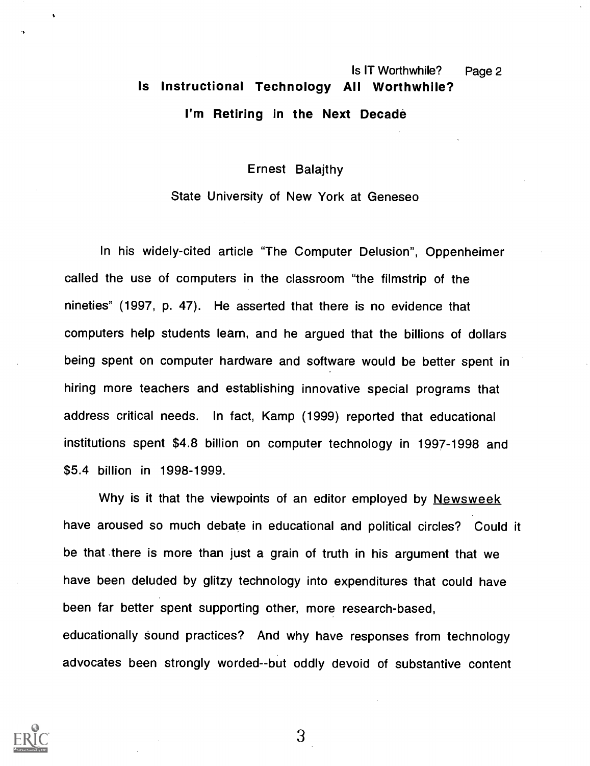# Is Instructional Technology All Worthwhile?

## I'm Retiring in the Next Decade

Ernest Balajthy

State University of New York at Geneseo

In his widely-cited article "The Computer Delusion", Oppenheimer called the use of computers in the classroom "the filmstrip of the nineties" (1997, p. 47). He asserted that there is no evidence that computers help students learn, and he argued that the billions of dollars being spent on computer hardware and software would be better spent in hiring more teachers and establishing innovative special programs that address critical needs. In fact, Kamp (1999) reported that educational institutions spent $4.8 billion on computer technology in 1997-1998 and $5.4 billion in 1998-1999.

Why is it that the viewpoints of an editor employed by Newsweek have aroused so much debate in educational and political circles? Could it be that there is more than just a grain of truth in his argument that we have been deluded by glitzy technology into expenditures that could have been far better spent supporting other, more research-based, educationally sound practices? And why have responses from technology advocates been strongly worded--but oddly devoid of substantive content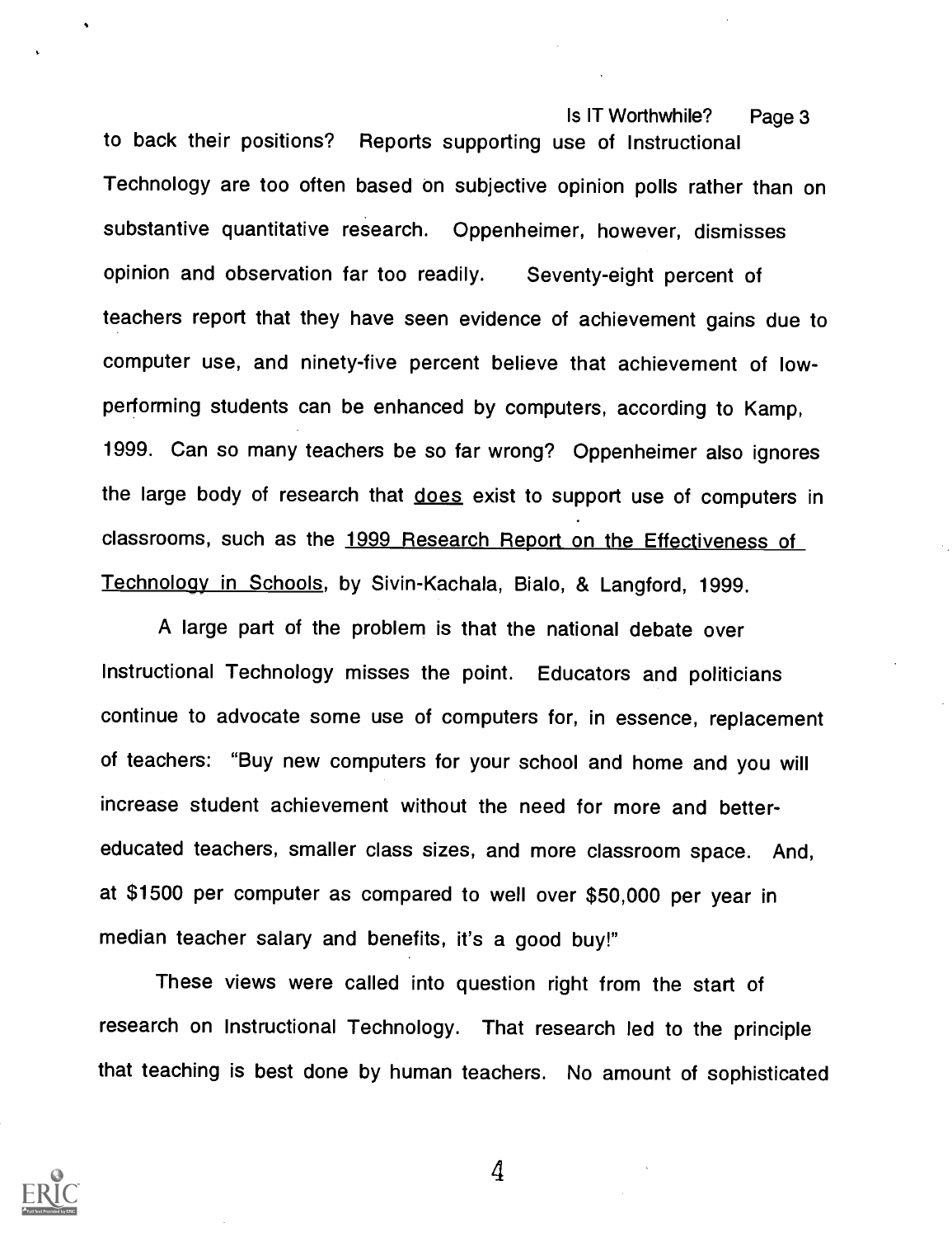to back their positions? Reports supporting use of Instructional Technology are too often based on subjective opinion polls rather than on substantive quantitative research. Oppenheimer, however, dismisses opinion and observation far too readily. Seventy-eight percent of teachers report that they have seen evidence of achievement gains due to computer use, and ninety-five percent believe that achievement of low-performing students can be enhanced by computers, according to Kamp, 1999. Can so many teachers be so far wrong? Oppenheimer also ignores the large body of research that <u>does</u> exist to support use of computers in classrooms, such as the <u>1999 Research Report on the Effectiveness of Technology in Schools</u>, by Sivin-Kachala, Bialo, & Langford, 1999.

A large part of the problem is that the national debate over Instructional Technology misses the point. Educators and politicians continue to advocate some use of computers for, in essence, replacement of teachers: "Buy new computers for your school and home and you will increase student achievement without the need for more and better-educated teachers, smaller class sizes, and more classroom space. And, at $1500 per computer as compared to well over $50,000 per year in median teacher salary and benefits, it's a good buy!"

These views were called into question right from the start of research on Instructional Technology. That research led to the principle that teaching is best done by human teachers. No amount of sophisticated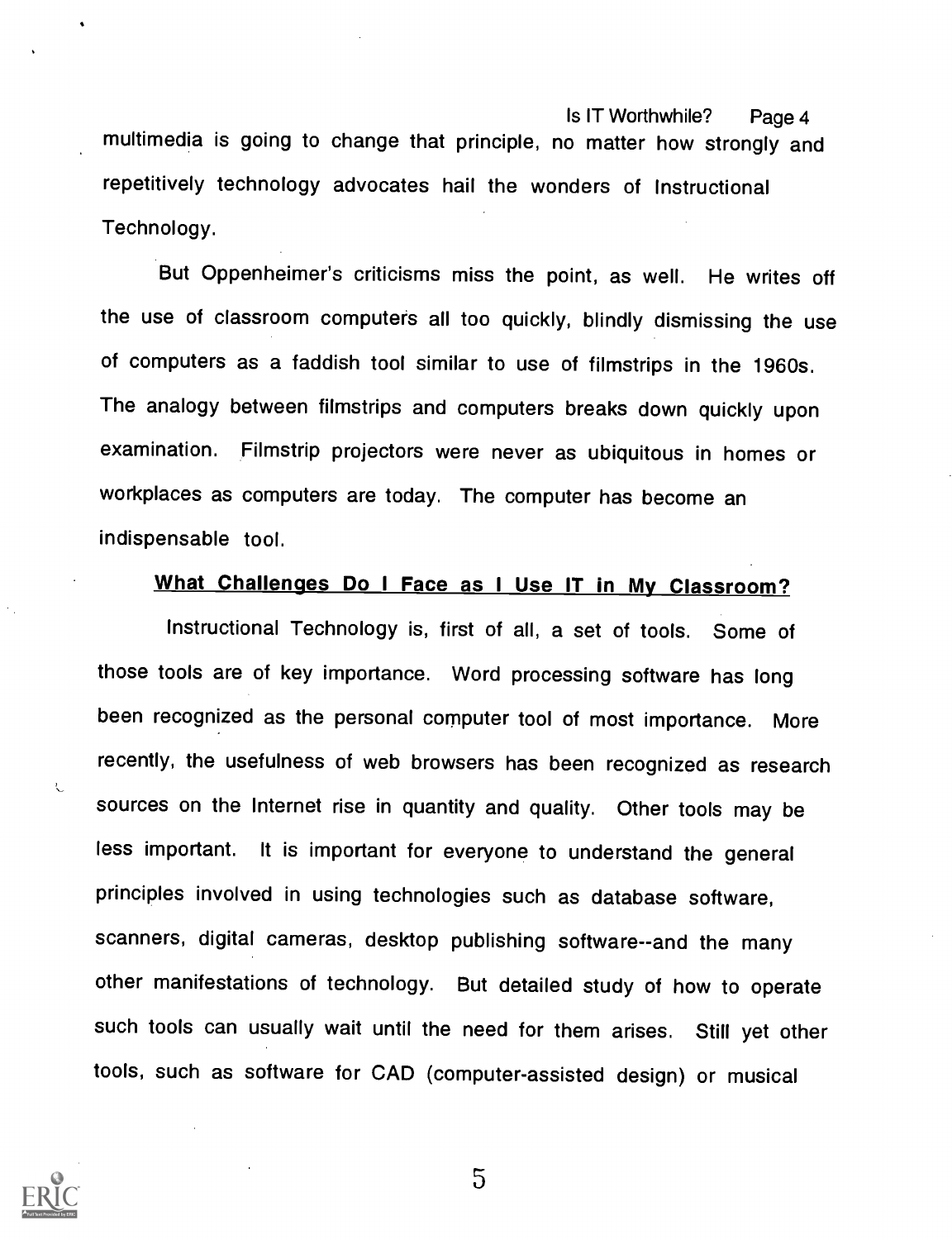multimedia is going to change that principle, no matter how strongly and repetitively technology advocates hail the wonders of Instructional Technology.

But Oppenheimer's criticisms miss the point, as well. He writes off the use of classroom computers all too quickly, blindly dismissing the use of computers as a faddish tool similar to use of filmstrips in the 1960s. The analogy between filmstrips and computers breaks down quickly upon examination. Filmstrip projectors were never as ubiquitous in homes or workplaces as computers are today. The computer has become an indispensable tool.

## What Challenges Do I Face as I Use IT in My Classroom?

Instructional Technology is, first of all, a set of tools. Some of those tools are of key importance. Word processing software has long been recognized as the personal computer tool of most importance. More recently, the usefulness of web browsers has been recognized as research sources on the Internet rise in quantity and quality. Other tools may be less important. It is important for everyone to understand the general principles involved in using technologies such as database software, scanners, digital cameras, desktop publishing software--and the many other manifestations of technology. But detailed study of how to operate such tools can usually wait until the need for them arises. Still yet other tools, such as software for CAD (computer-assisted design) or musical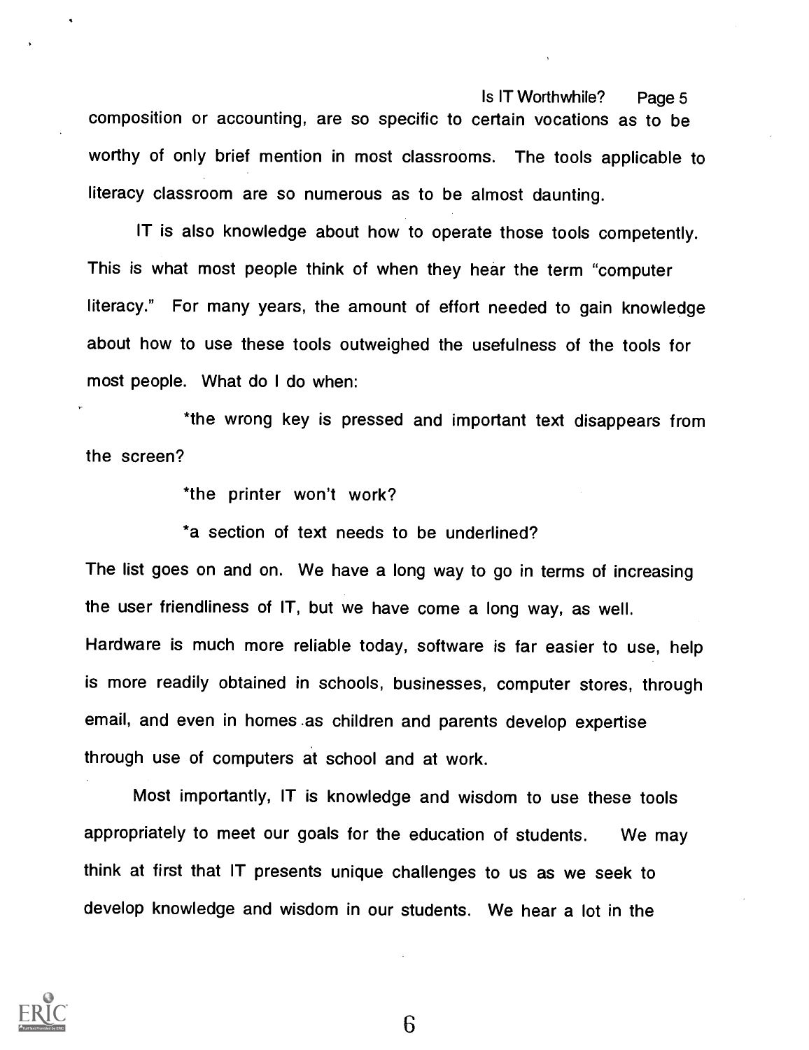composition or accounting, are so specific to certain vocations as to be worthy of only brief mention in most classrooms. The tools applicable to literacy classroom are so numerous as to be almost daunting.

IT is also knowledge about how to operate those tools competently. This is what most people think of when they hear the term "computer literacy." For many years, the amount of effort needed to gain knowledge about how to use these tools outweighed the usefulness of the tools for most people. What do I do when:

*the wrong key is pressed and important text disappears from the screen?

*the printer won't work?

*a section of text needs to be underlined?

The list goes on and on. We have a long way to go in terms of increasing the user friendliness of IT, but we have come a long way, as well. Hardware is much more reliable today, software is far easier to use, help is more readily obtained in schools, businesses, computer stores, through email, and even in homes as children and parents develop expertise through use of computers at school and at work.

Most importantly, IT is knowledge and wisdom to use these tools appropriately to meet our goals for the education of students. We may think at first that IT presents unique challenges to us as we seek to develop knowledge and wisdom in our students. We hear a lot in the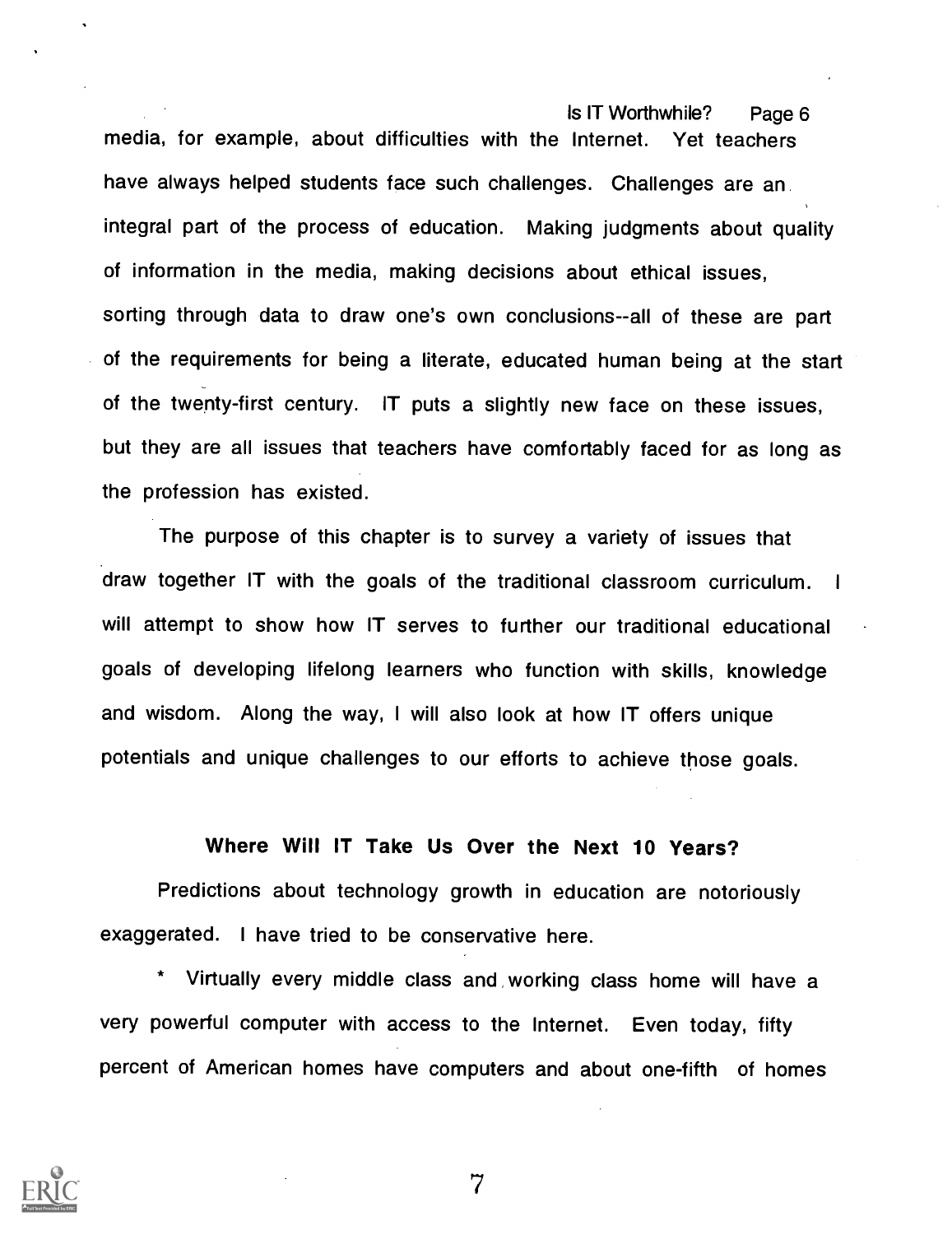media, for example, about difficulties with the Internet. Yet teachers have always helped students face such challenges. Challenges are an integral part of the process of education. Making judgments about quality of information in the media, making decisions about ethical issues, sorting through data to draw one's own conclusions--all of these are part of the requirements for being a literate, educated human being at the start of the twenty-first century. IT puts a slightly new face on these issues, but they are all issues that teachers have comfortably faced for as long as the profession has existed.

The purpose of this chapter is to survey a variety of issues that draw together IT with the goals of the traditional classroom curriculum. I will attempt to show how IT serves to further our traditional educational goals of developing lifelong learners who function with skills, knowledge and wisdom. Along the way, I will also look at how IT offers unique potentials and unique challenges to our efforts to achieve those goals.

## Where Will IT Take Us Over the Next 10 Years?

Predictions about technology growth in education are notoriously exaggerated. I have tried to be conservative here.

* Virtually every middle class and working class home will have a very powerful computer with access to the Internet. Even today, fifty percent of American homes have computers and about one-fifth of homes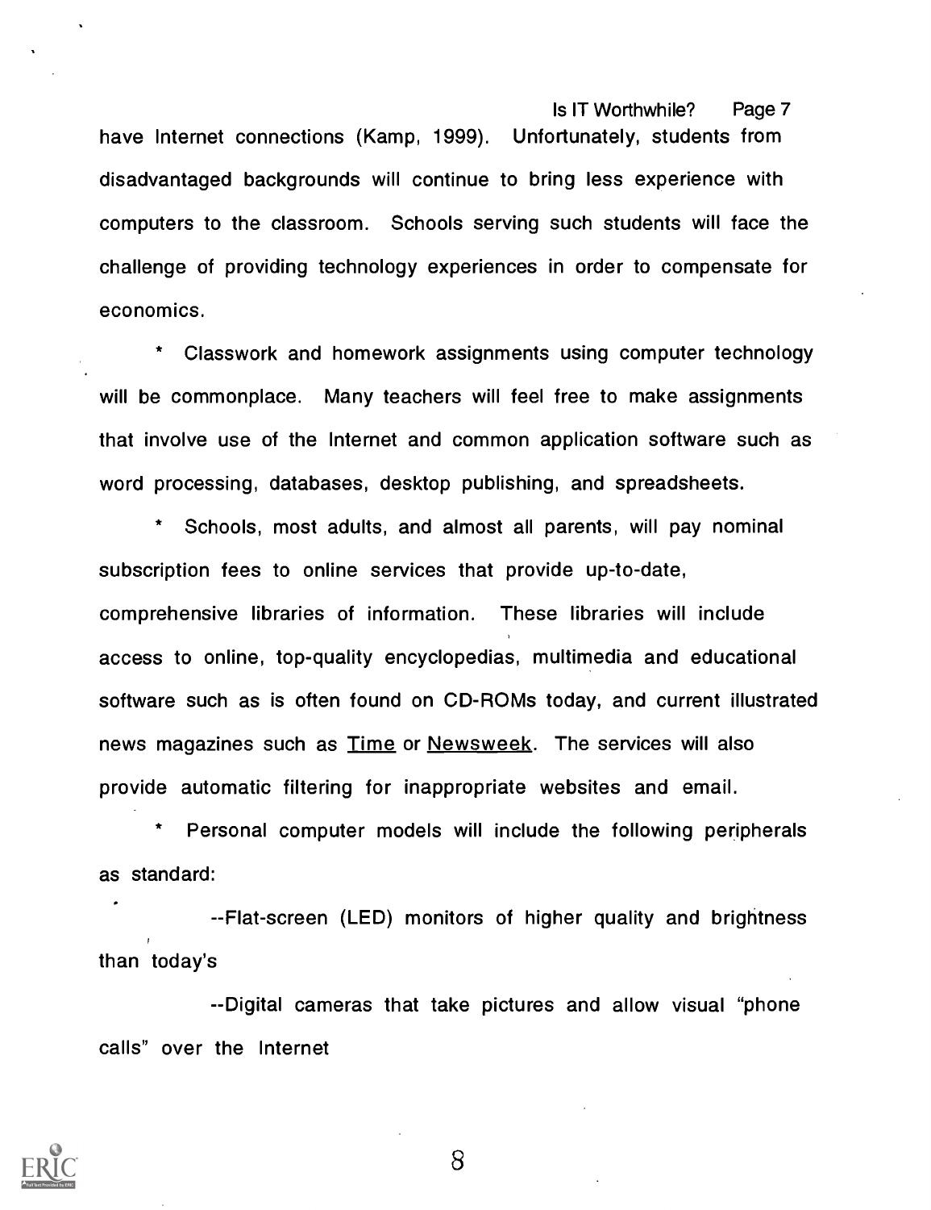have Internet connections (Kamp, 1999). Unfortunately, students from disadvantaged backgrounds will continue to bring less experience with computers to the classroom. Schools serving such students will face the challenge of providing technology experiences in order to compensate for economics.

* Classwork and homework assignments using computer technology will be commonplace. Many teachers will feel free to make assignments that involve use of the Internet and common application software such as word processing, databases, desktop publishing, and spreadsheets.

* Schools, most adults, and almost all parents, will pay nominal subscription fees to online services that provide up-to-date, comprehensive libraries of information. These libraries will include access to online, top-quality encyclopedias, multimedia and educational software such as is often found on CD-ROMs today, and current illustrated news magazines such as <u>Time</u> or <u>Newsweek</u>. The services will also provide automatic filtering for inappropriate websites and email.

* Personal computer models will include the following peripherals as standard:

--Flat-screen (LED) monitors of higher quality and brightness than today's

--Digital cameras that take pictures and allow visual "phone calls" over the Internet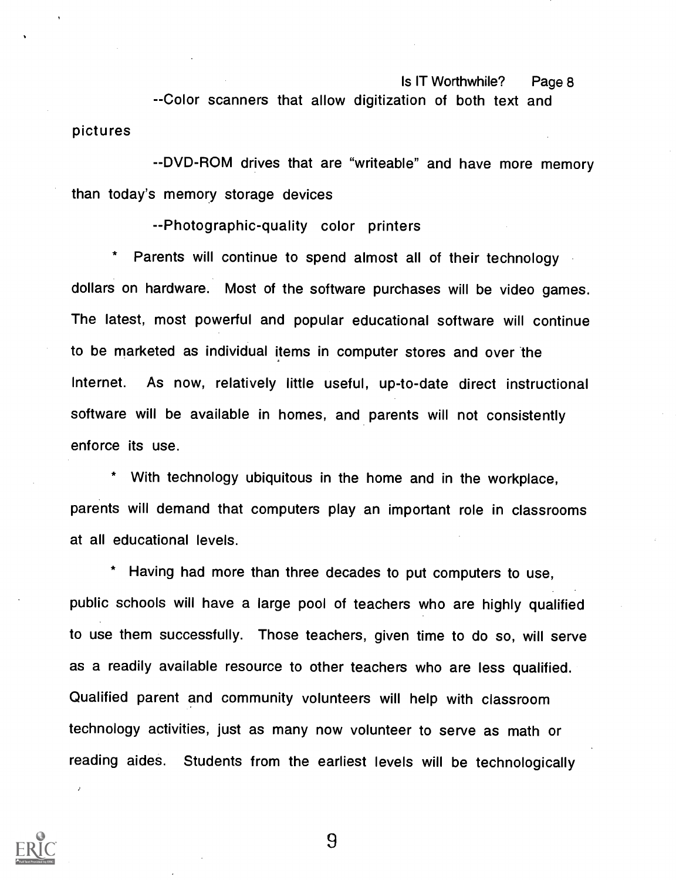--Color scanners that allow digitization of both text and pictures

--DVD-ROM drives that are "writeable" and have more memory than today's memory storage devices

--Photographic-quality color printers

* Parents will continue to spend almost all of their technology dollars on hardware. Most of the software purchases will be video games. The latest, most powerful and popular educational software will continue to be marketed as individual items in computer stores and over the Internet. As now, relatively little useful, up-to-date direct instructional software will be available in homes, and parents will not consistently enforce its use.

* With technology ubiquitous in the home and in the workplace, parents will demand that computers play an important role in classrooms at all educational levels.

* Having had more than three decades to put computers to use, public schools will have a large pool of teachers who are highly qualified to use them successfully. Those teachers, given time to do so, will serve as a readily available resource to other teachers who are less qualified. Qualified parent and community volunteers will help with classroom technology activities, just as many now volunteer to serve as math or reading aides. Students from the earliest levels will be technologically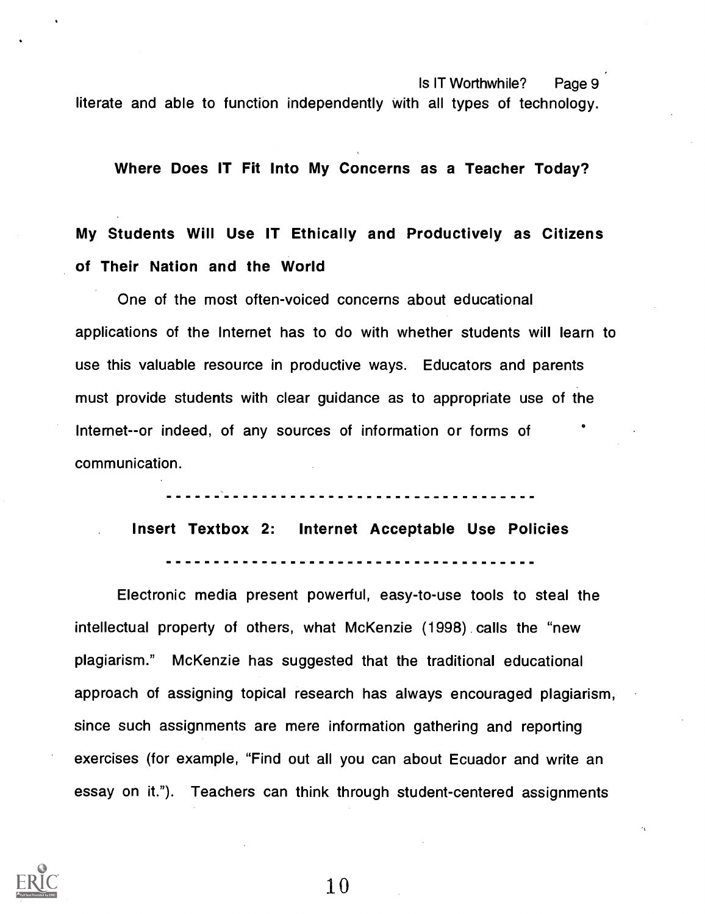literate and able to function independently with all types of technology.

## Where Does IT Fit Into My Concerns as a Teacher Today?

### My Students Will Use IT Ethically and Productively as Citizens of Their Nation and the World

One of the most often-voiced concerns about educational applications of the Internet has to do with whether students will learn to use this valuable resource in productive ways. Educators and parents must provide students with clear guidance as to appropriate use of the Internet--or indeed, of any sources of information or forms of communication.

---

**Insert Textbox 2: Internet Acceptable Use Policies**

---

Electronic media present powerful, easy-to-use tools to steal the intellectual property of others, what McKenzie (1998) calls the "new plagiarism." McKenzie has suggested that the traditional educational approach of assigning topical research has always encouraged plagiarism, since such assignments are mere information gathering and reporting exercises (for example, "Find out all you can about Ecuador and write an essay on it."). Teachers can think through student-centered assignments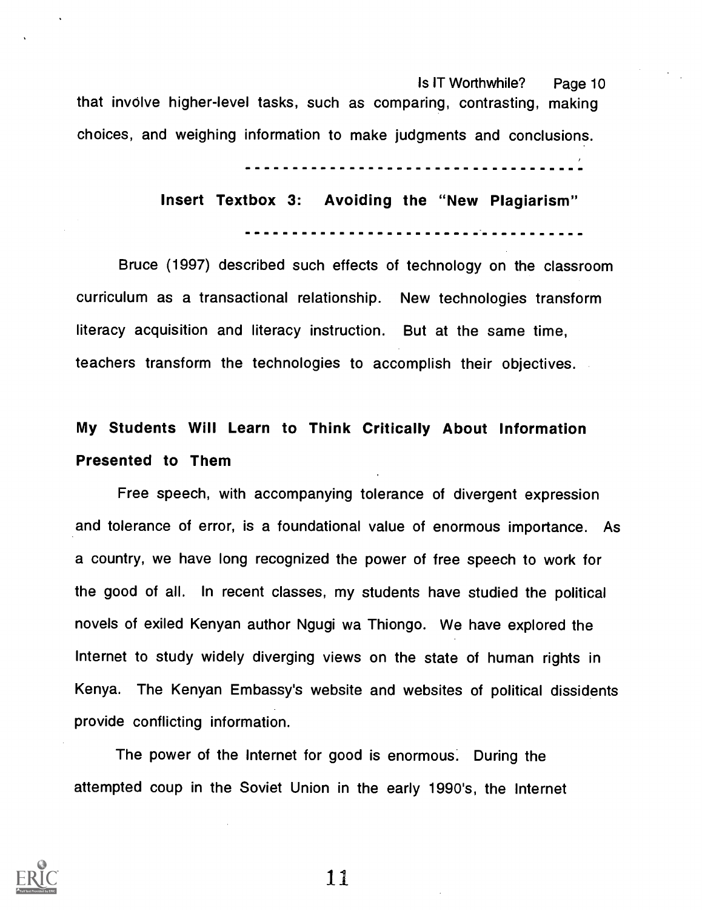that involve higher-level tasks, such as comparing, contrasting, making choices, and weighing information to make judgments and conclusions.

---

**Insert Textbox 3: Avoiding the "New Plagiarism"**

---

Bruce (1997) described such effects of technology on the classroom curriculum as a transactional relationship. New technologies transform literacy acquisition and literacy instruction. But at the same time, teachers transform the technologies to accomplish their objectives.

## My Students Will Learn to Think Critically About Information Presented to Them

Free speech, with accompanying tolerance of divergent expression and tolerance of error, is a foundational value of enormous importance. As a country, we have long recognized the power of free speech to work for the good of all. In recent classes, my students have studied the political novels of exiled Kenyan author Ngugi wa Thiongo. We have explored the Internet to study widely diverging views on the state of human rights in Kenya. The Kenyan Embassy's website and websites of political dissidents provide conflicting information.

The power of the Internet for good is enormous. During the attempted coup in the Soviet Union in the early 1990's, the Internet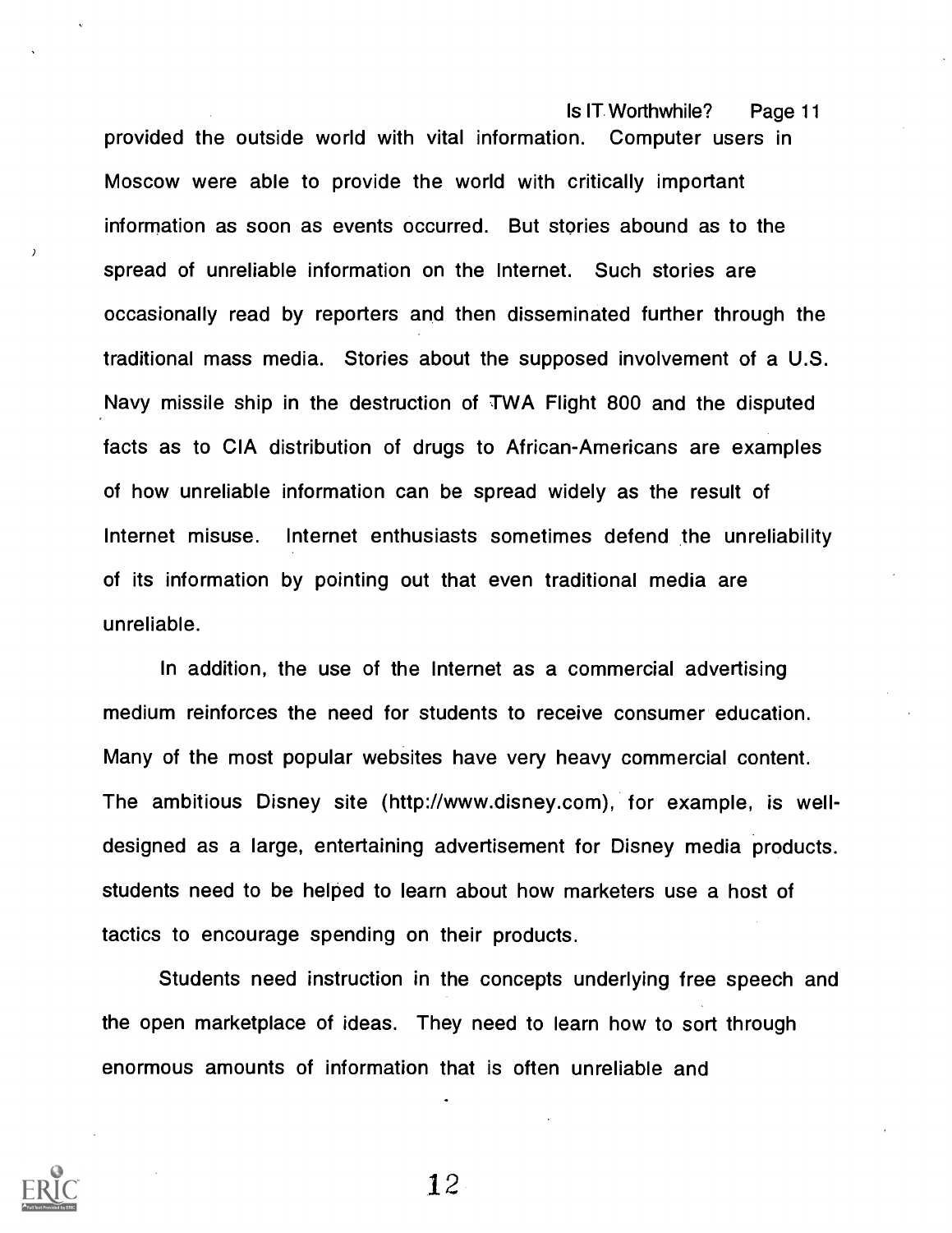provided the outside world with vital information. Computer users in Moscow were able to provide the world with critically important information as soon as events occurred. But stories abound as to the spread of unreliable information on the Internet. Such stories are occasionally read by reporters and then disseminated further through the traditional mass media. Stories about the supposed involvement of a U.S. Navy missile ship in the destruction of TWA Flight 800 and the disputed facts as to CIA distribution of drugs to African-Americans are examples of how unreliable information can be spread widely as the result of Internet misuse. Internet enthusiasts sometimes defend the unreliability of its information by pointing out that even traditional media are unreliable.

In addition, the use of the Internet as a commercial advertising medium reinforces the need for students to receive consumer education. Many of the most popular websites have very heavy commercial content. The ambitious Disney site (http://www.disney.com), for example, is well-designed as a large, entertaining advertisement for Disney media products. students need to be helped to learn about how marketers use a host of tactics to encourage spending on their products.

Students need instruction in the concepts underlying free speech and the open marketplace of ideas. They need to learn how to sort through enormous amounts of information that is often unreliable and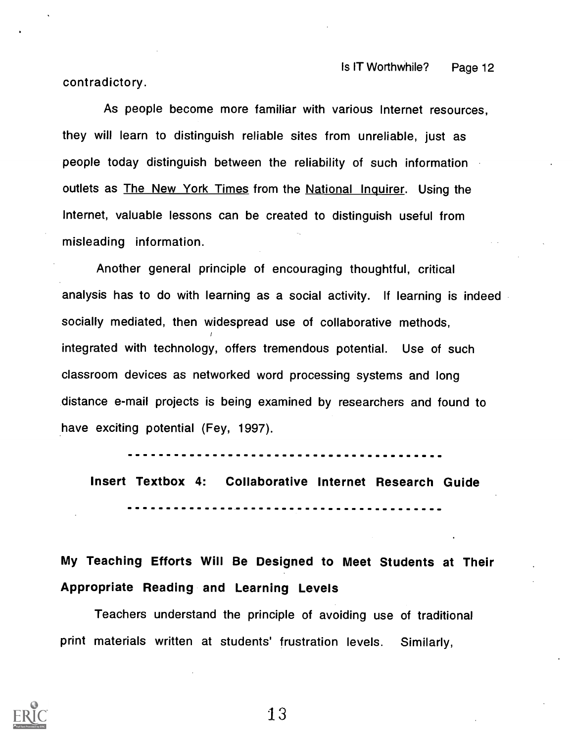contradictory.

As people become more familiar with various Internet resources, they will learn to distinguish reliable sites from unreliable, just as people today distinguish between the reliability of such information outlets as The New York Times from the National Inquirer. Using the Internet, valuable lessons can be created to distinguish useful from misleading information.

Another general principle of encouraging thoughtful, critical analysis has to do with learning as a social activity. If learning is indeed socially mediated, then widespread use of collaborative methods, integrated with technology, offers tremendous potential. Use of such classroom devices as networked word processing systems and long distance e-mail projects is being examined by researchers and found to have exciting potential (Fey, 1997).

---

**Insert Textbox 4: Collaborative Internet Research Guide**

---

**My Teaching Efforts Will Be Designed to Meet Students at Their Appropriate Reading and Learning Levels**

Teachers understand the principle of avoiding use of traditional print materials written at students' frustration levels. Similarly,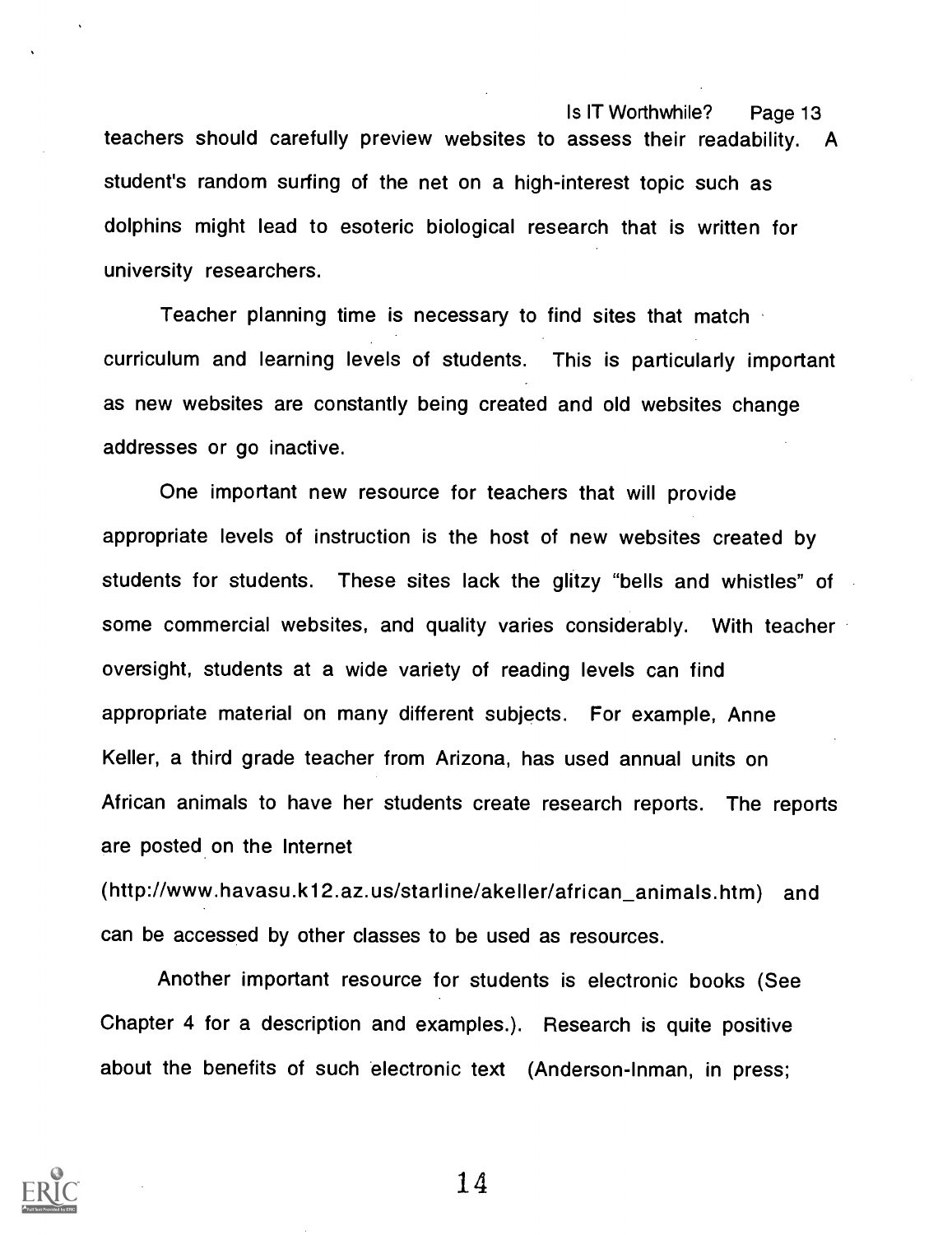teachers should carefully preview websites to assess their readability. A student's random surfing of the net on a high-interest topic such as dolphins might lead to esoteric biological research that is written for university researchers.

Teacher planning time is necessary to find sites that match curriculum and learning levels of students. This is particularly important as new websites are constantly being created and old websites change addresses or go inactive.

One important new resource for teachers that will provide appropriate levels of instruction is the host of new websites created by students for students. These sites lack the glitzy "bells and whistles" of some commercial websites, and quality varies considerably. With teacher oversight, students at a wide variety of reading levels can find appropriate material on many different subjects. For example, Anne Keller, a third grade teacher from Arizona, has used annual units on African animals to have her students create research reports. The reports are posted on the Internet (http://www.havasu.k12.az.us/starline/akeller/african_animals.htm) and can be accessed by other classes to be used as resources.

Another important resource for students is electronic books (See Chapter 4 for a description and examples.). Research is quite positive about the benefits of such electronic text (Anderson-Inman, in press;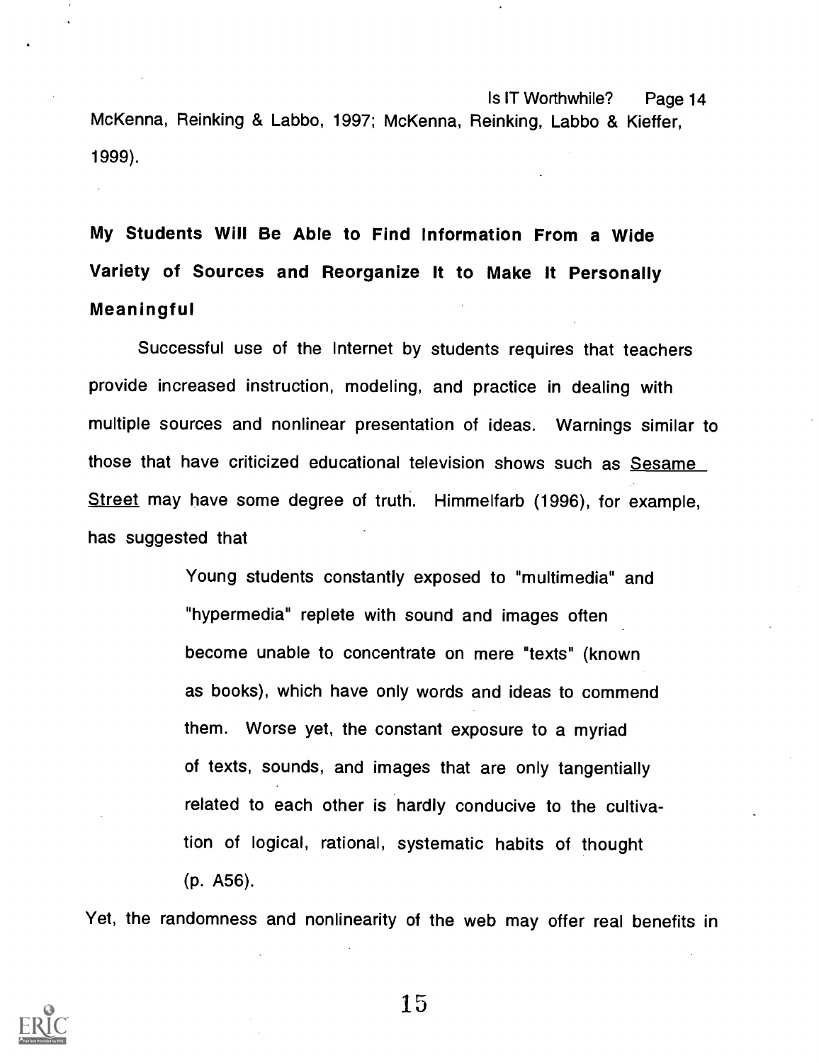McKenna, Reinking & Labbo, 1997; McKenna, Reinking, Labbo & Kieffer, 1999).

## My Students Will Be Able to Find Information From a Wide Variety of Sources and Reorganize It to Make It Personally Meaningful

Successful use of the Internet by students requires that teachers provide increased instruction, modeling, and practice in dealing with multiple sources and nonlinear presentation of ideas. Warnings similar to those that have criticized educational television shows such as Sesame Street may have some degree of truth. Himmelfarb (1996), for example, has suggested that

> Young students constantly exposed to "multimedia" and "hypermedia" replete with sound and images often become unable to concentrate on mere "texts" (known as books), which have only words and ideas to commend them. Worse yet, the constant exposure to a myriad of texts, sounds, and images that are only tangentially related to each other is hardly conducive to the cultivation of logical, rational, systematic habits of thought (p. A56).

Yet, the randomness and nonlinearity of the web may offer real benefits in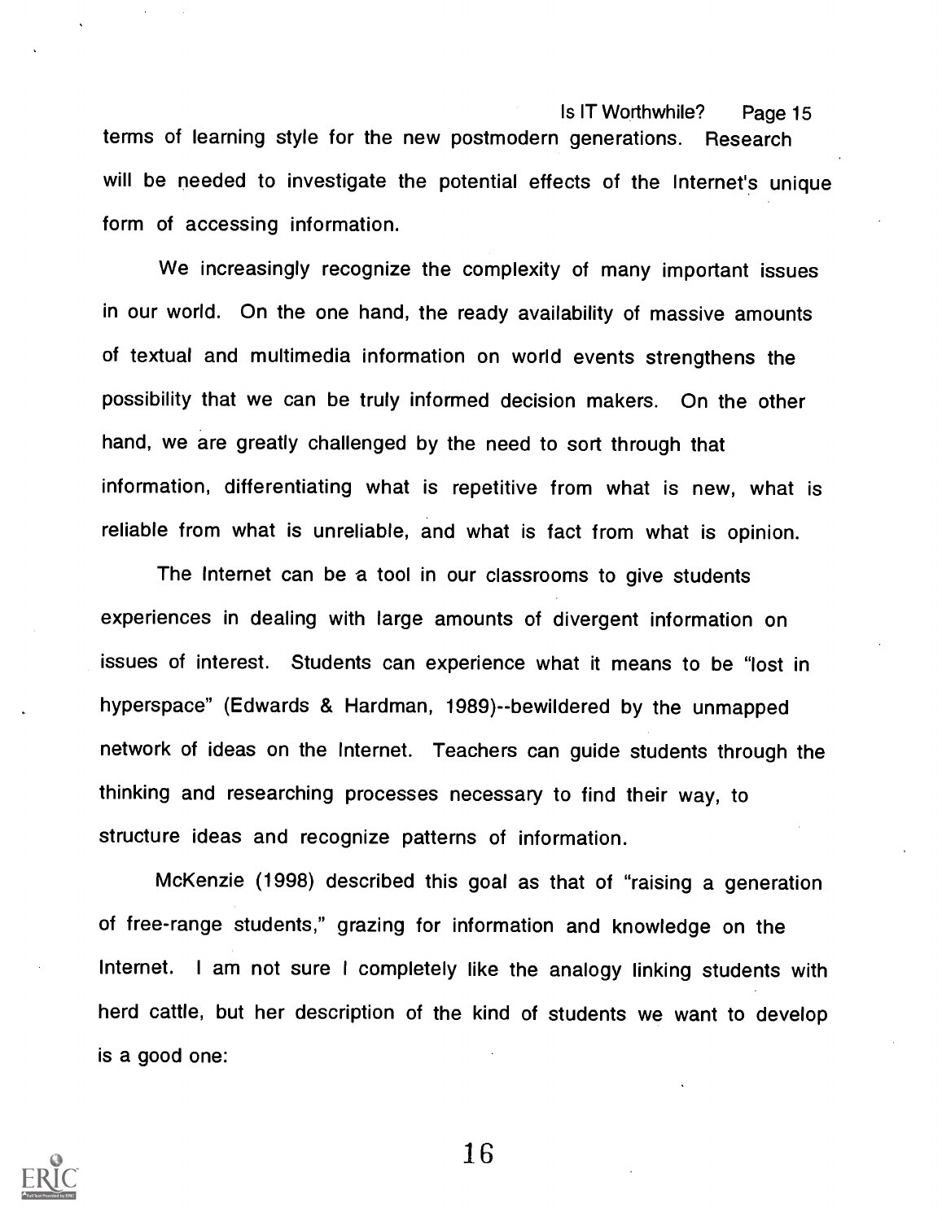terms of learning style for the new postmodern generations. Research will be needed to investigate the potential effects of the Internet's unique form of accessing information.

We increasingly recognize the complexity of many important issues in our world. On the one hand, the ready availability of massive amounts of textual and multimedia information on world events strengthens the possibility that we can be truly informed decision makers. On the other hand, we are greatly challenged by the need to sort through that information, differentiating what is repetitive from what is new, what is reliable from what is unreliable, and what is fact from what is opinion.

The Internet can be a tool in our classrooms to give students experiences in dealing with large amounts of divergent information on issues of interest. Students can experience what it means to be "lost in hyperspace" (Edwards & Hardman, 1989)--bewildered by the unmapped network of ideas on the Internet. Teachers can guide students through the thinking and researching processes necessary to find their way, to structure ideas and recognize patterns of information.

McKenzie (1998) described this goal as that of "raising a generation of free-range students," grazing for information and knowledge on the Internet. I am not sure I completely like the analogy linking students with herd cattle, but her description of the kind of students we want to develop is a good one: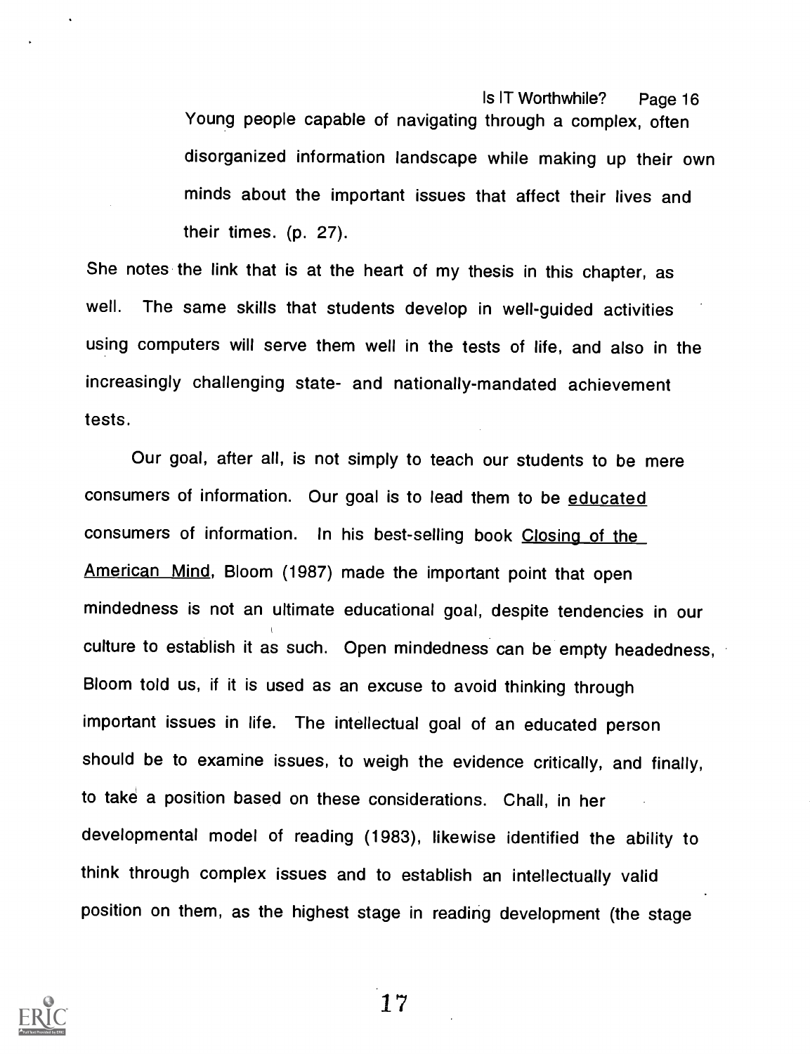> Young people capable of navigating through a complex, often disorganized information landscape while making up their own minds about the important issues that affect their lives and their times. (p. 27).

She notes the link that is at the heart of my thesis in this chapter, as well. The same skills that students develop in well-guided activities using computers will serve them well in the tests of life, and also in the increasingly challenging state- and nationally-mandated achievement tests.

Our goal, after all, is not simply to teach our students to be mere consumers of information. Our goal is to lead them to be educated consumers of information. In his best-selling book Closing of the American Mind, Bloom (1987) made the important point that open mindedness is not an ultimate educational goal, despite tendencies in our culture to establish it as such. Open mindedness can be empty headedness, Bloom told us, if it is used as an excuse to avoid thinking through important issues in life. The intellectual goal of an educated person should be to examine issues, to weigh the evidence critically, and finally, to take a position based on these considerations. Chall, in her developmental model of reading (1983), likewise identified the ability to think through complex issues and to establish an intellectually valid position on them, as the highest stage in reading development (the stage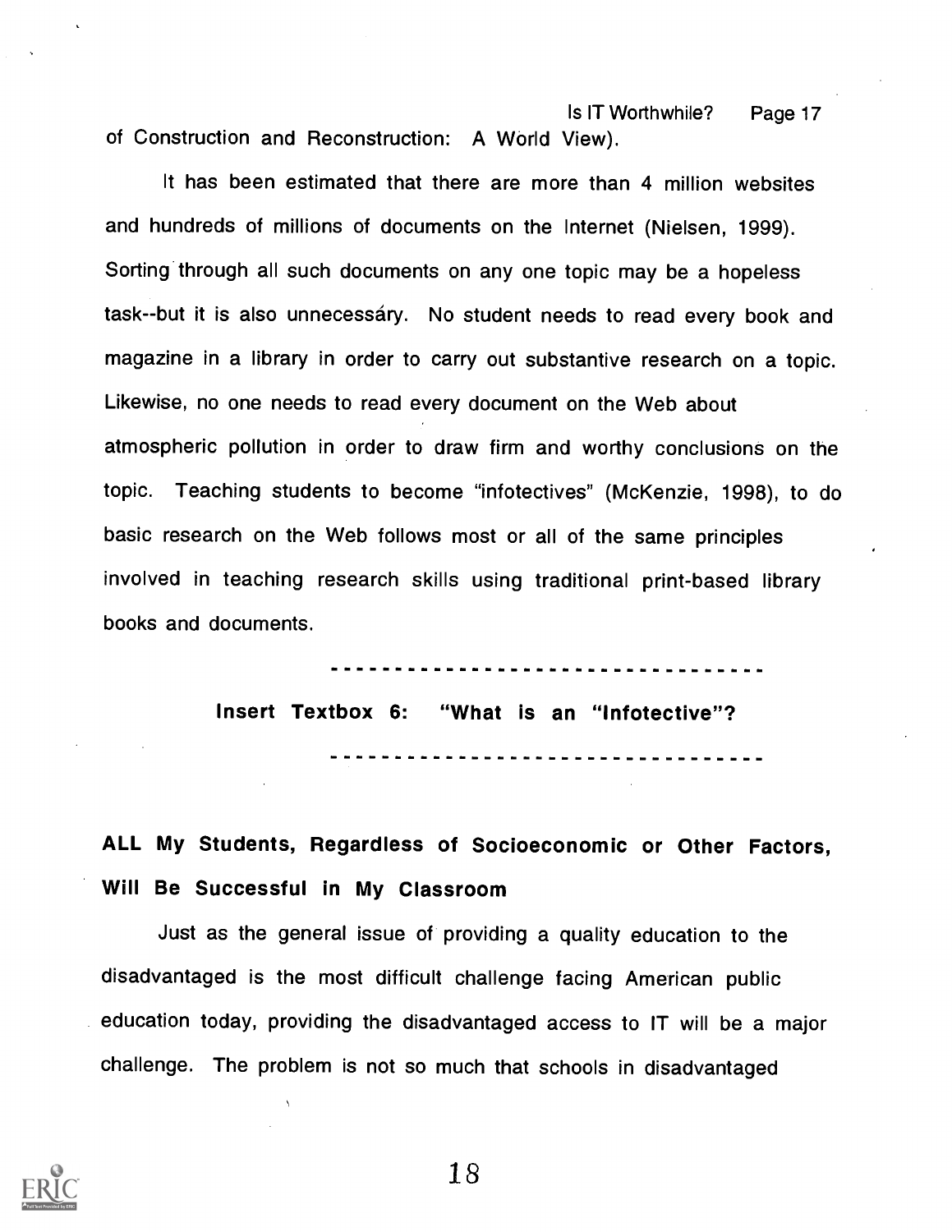of Construction and Reconstruction: A World View).

It has been estimated that there are more than 4 million websites and hundreds of millions of documents on the Internet (Nielsen, 1999). Sorting through all such documents on any one topic may be a hopeless task--but it is also unnecessary. No student needs to read every book and magazine in a library in order to carry out substantive research on a topic. Likewise, no one needs to read every document on the Web about atmospheric pollution in order to draw firm and worthy conclusions on the topic. Teaching students to become "infotectives" (McKenzie, 1998), to do basic research on the Web follows most or all of the same principles involved in teaching research skills using traditional print-based library books and documents.

---

**Insert Textbox 6: "What is an "Infotective"?**

---

## ALL My Students, Regardless of Socioeconomic or Other Factors, Will Be Successful in My Classroom

Just as the general issue of providing a quality education to the disadvantaged is the most difficult challenge facing American public education today, providing the disadvantaged access to IT will be a major challenge. The problem is not so much that schools in disadvantaged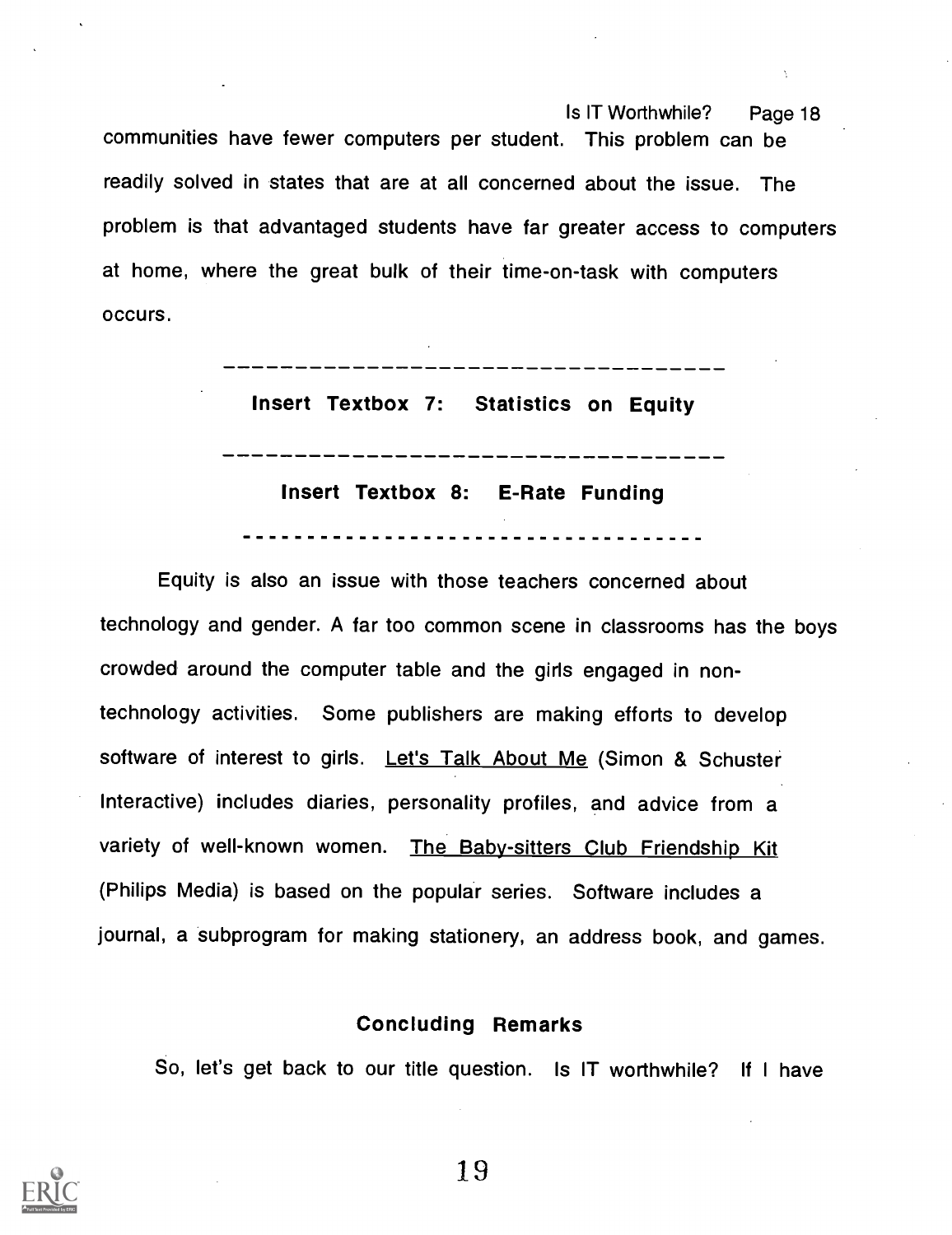communities have fewer computers per student. This problem can be readily solved in states that are at all concerned about the issue. The problem is that advantaged students have far greater access to computers at home, where the great bulk of their time-on-task with computers occurs.

-----------------------------------

**Insert Textbox 7: Statistics on Equity**

-----------------------------------

**Insert Textbox 8: E-Rate Funding**

-----------------------------------

Equity is also an issue with those teachers concerned about technology and gender. A far too common scene in classrooms has the boys crowded around the computer table and the girls engaged in non-technology activities. Some publishers are making efforts to develop software of interest to girls. Let's Talk About Me (Simon & Schuster Interactive) includes diaries, personality profiles, and advice from a variety of well-known women. The Baby-sitters Club Friendship Kit (Philips Media) is based on the popular series. Software includes a journal, a subprogram for making stationery, an address book, and games.

## Concluding Remarks

So, let's get back to our title question. Is IT worthwhile? If I have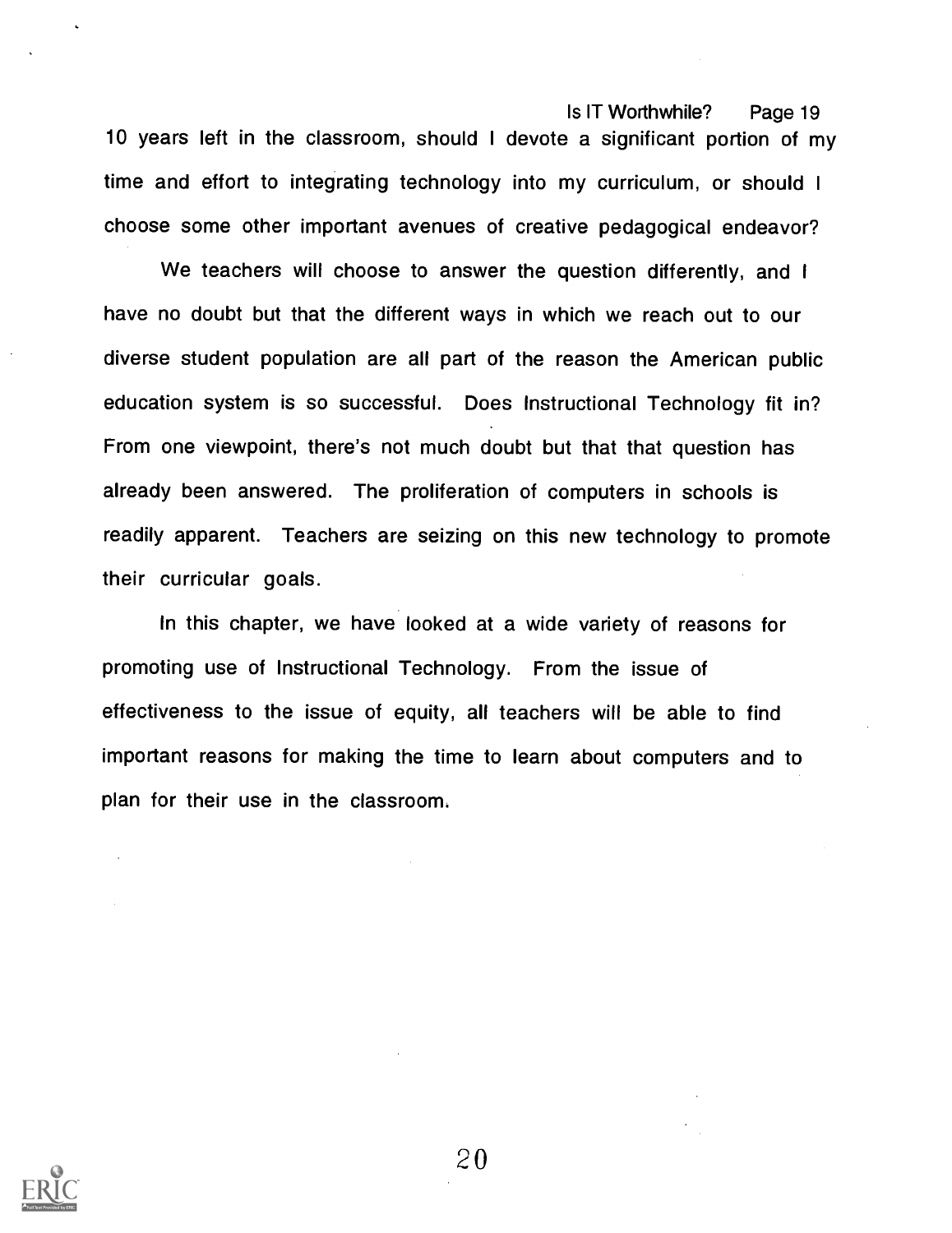10 years left in the classroom, should I devote a significant portion of my time and effort to integrating technology into my curriculum, or should I choose some other important avenues of creative pedagogical endeavor?

We teachers will choose to answer the question differently, and I have no doubt but that the different ways in which we reach out to our diverse student population are all part of the reason the American public education system is so successful. Does Instructional Technology fit in? From one viewpoint, there's not much doubt but that that question has already been answered. The proliferation of computers in schools is readily apparent. Teachers are seizing on this new technology to promote their curricular goals.

In this chapter, we have looked at a wide variety of reasons for promoting use of Instructional Technology. From the issue of effectiveness to the issue of equity, all teachers will be able to find important reasons for making the time to learn about computers and to plan for their use in the classroom.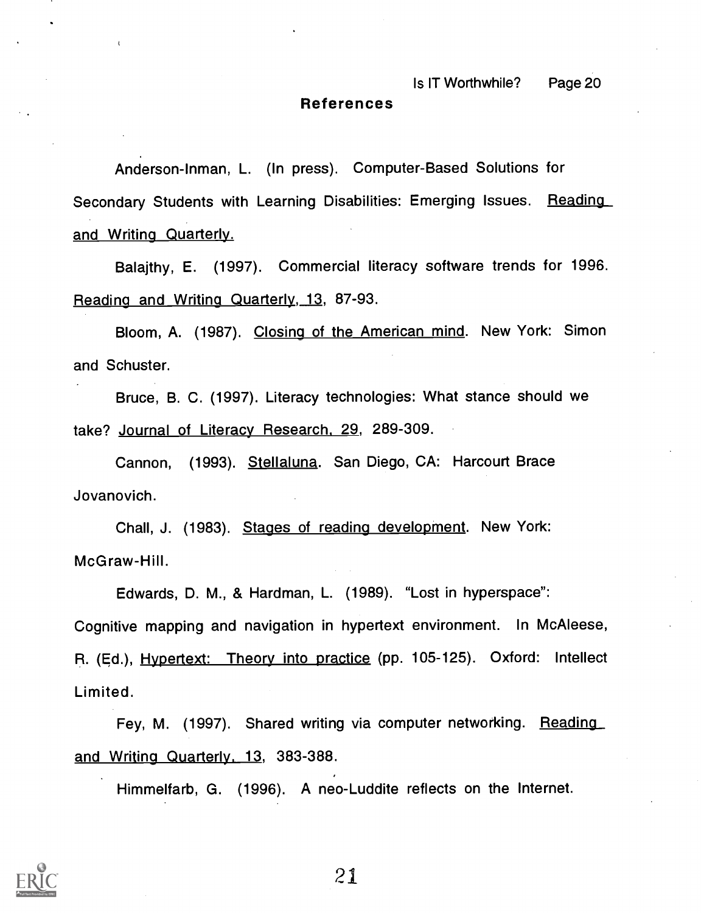## References

Anderson-Inman, L. (In press). Computer-Based Solutions for Secondary Students with Learning Disabilities: Emerging Issues. Reading and Writing Quarterly.

Balajthy, E. (1997). Commercial literacy software trends for 1996. Reading and Writing Quarterly, 13, 87-93.

Bloom, A. (1987). Closing of the American mind. New York: Simon and Schuster.

Bruce, B. C. (1997). Literacy technologies: What stance should we take? Journal of Literacy Research, 29, 289-309.

Cannon, (1993). Stellaluna. San Diego, CA: Harcourt Brace Jovanovich.

Chall, J. (1983). Stages of reading development. New York: McGraw-Hill.

Edwards, D. M., & Hardman, L. (1989). "Lost in hyperspace": Cognitive mapping and navigation in hypertext environment. In McAleese, R. (Ed.), Hypertext: Theory into practice (pp. 105-125). Oxford: Intellect Limited.

Fey, M. (1997). Shared writing via computer networking. Reading and Writing Quarterly, 13, 383-388.

Himmelfarb, G. (1996). A neo-Luddite reflects on the Internet.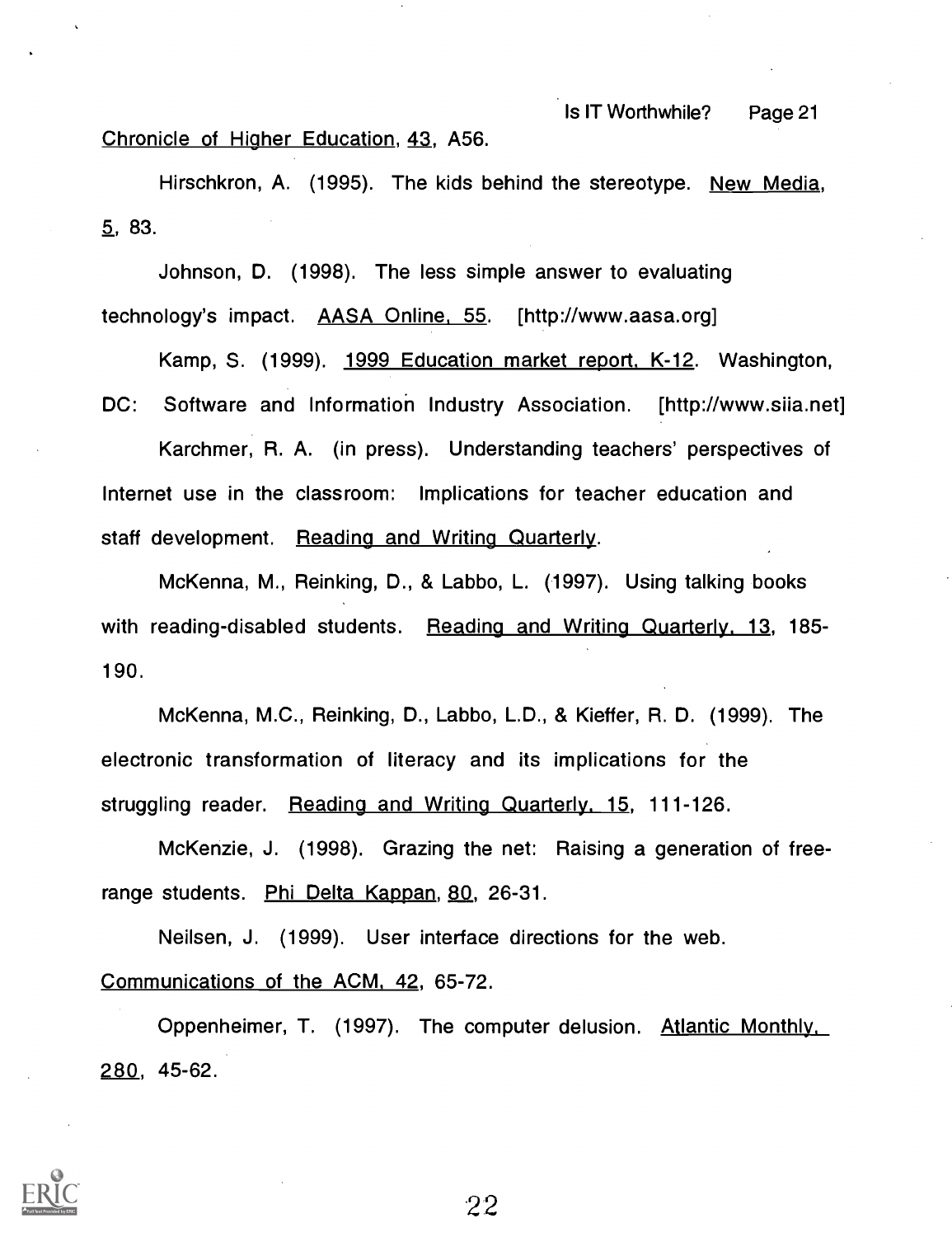Chronicle of Higher Education, 43, A56.

Hirschkron, A. (1995). The kids behind the stereotype. New Media, 5, 83.

Johnson, D. (1998). The less simple answer to evaluating technology's impact. AASA Online, 55. [http://www.aasa.org]

Kamp, S. (1999). 1999 Education market report, K-12. Washington, DC: Software and Information Industry Association. [http://www.siia.net]

Karchmer, R. A. (in press). Understanding teachers' perspectives of Internet use in the classroom: Implications for teacher education and staff development. Reading and Writing Quarterly.

McKenna, M., Reinking, D., & Labbo, L. (1997). Using talking books with reading-disabled students. Reading and Writing Quarterly, 13, 185-190.

McKenna, M.C., Reinking, D., Labbo, L.D., & Kieffer, R. D. (1999). The electronic transformation of literacy and its implications for the struggling reader. Reading and Writing Quarterly, 15, 111-126.

McKenzie, J. (1998). Grazing the net: Raising a generation of free-range students. Phi Delta Kappan, 80, 26-31.

Neilsen, J. (1999). User interface directions for the web. Communications of the ACM, 42, 65-72.

Oppenheimer, T. (1997). The computer delusion. Atlantic Monthly, 280, 45-62.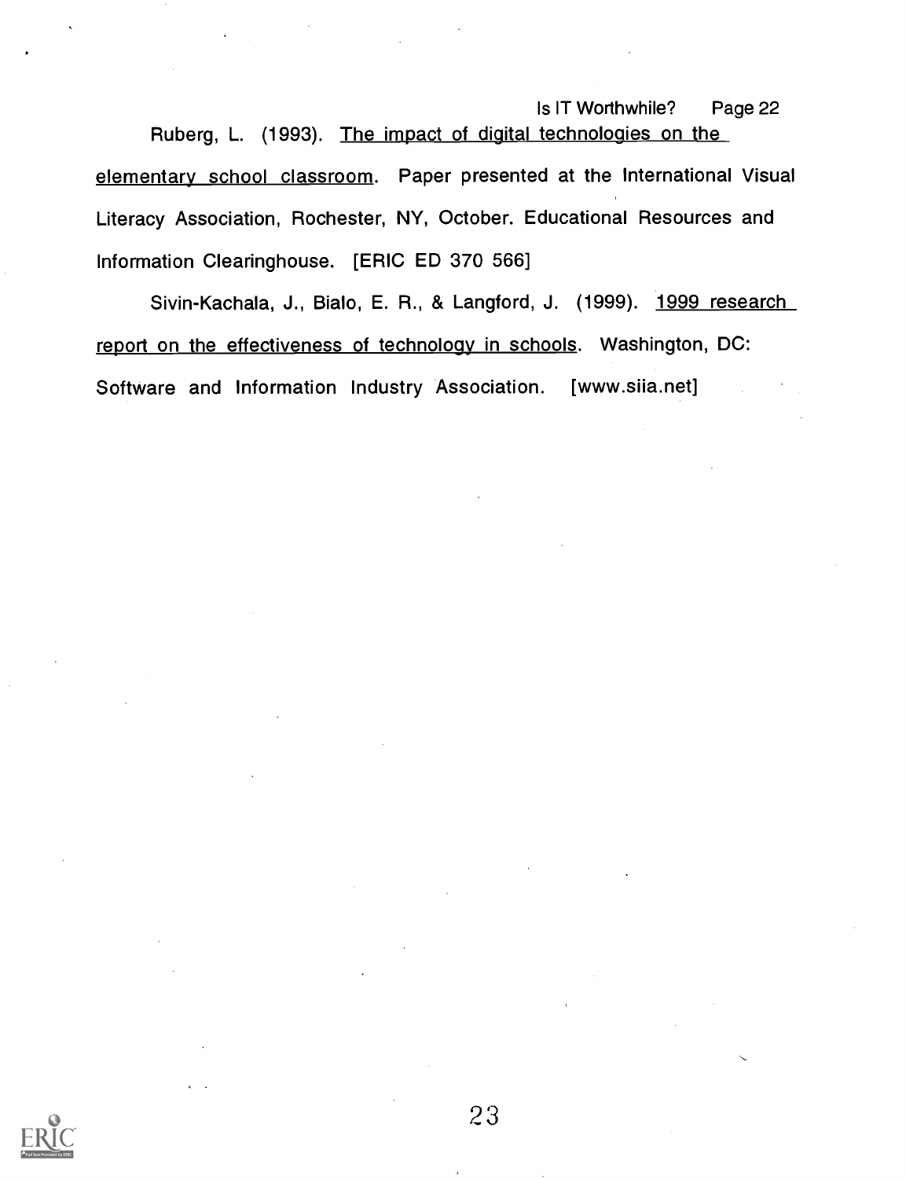Ruberg, L. (1993). The impact of digital technologies on the elementary school classroom. Paper presented at the International Visual Literacy Association, Rochester, NY, October. Educational Resources and Information Clearinghouse. [ERIC ED 370 566]

Sivin-Kachala, J., Bialo, E. R., & Langford, J. (1999). 1999 research report on the effectiveness of technology in schools. Washington, DC: Software and Information Industry Association. [www.siia.net]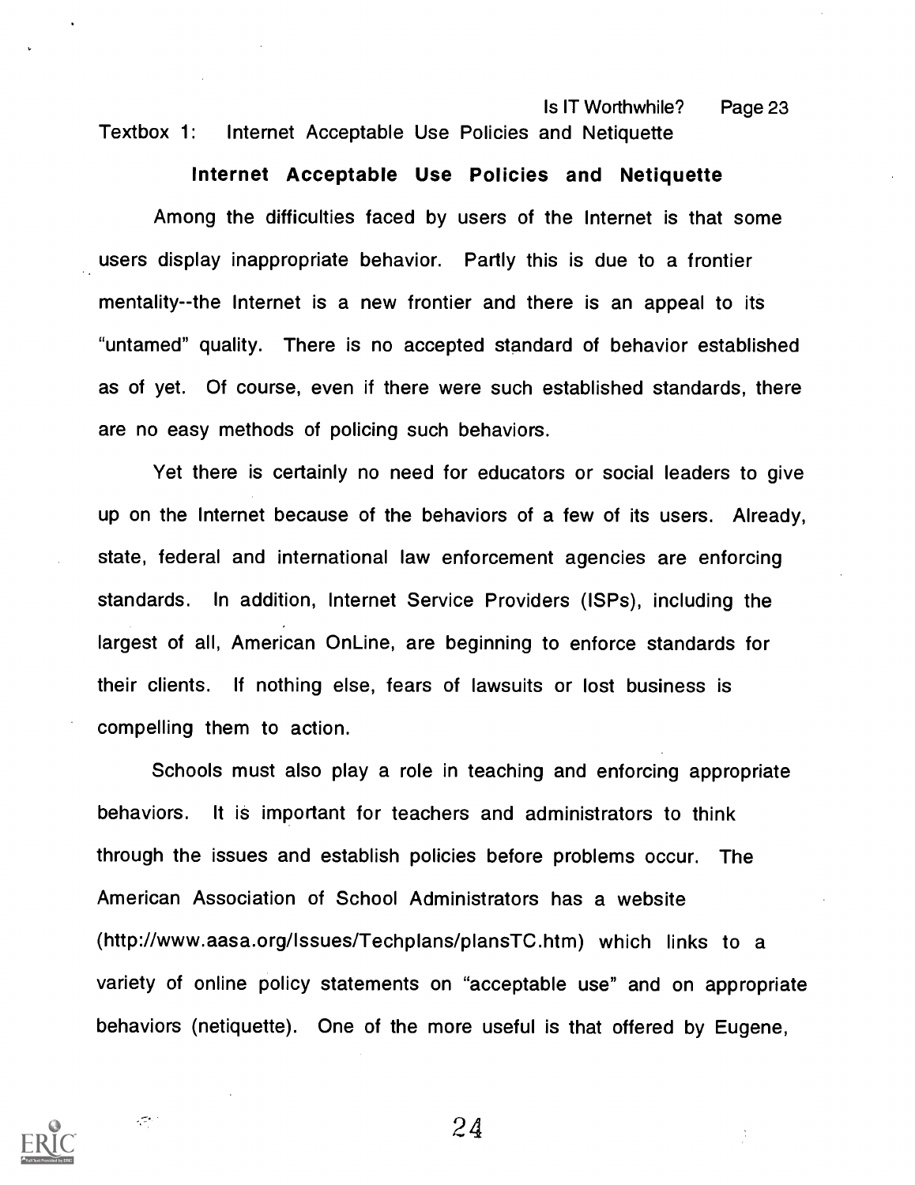Textbox 1: Internet Acceptable Use Policies and Netiquette

## Internet Acceptable Use Policies and Netiquette

Among the difficulties faced by users of the Internet is that some users display inappropriate behavior. Partly this is due to a frontier mentality--the Internet is a new frontier and there is an appeal to its "untamed" quality. There is no accepted standard of behavior established as of yet. Of course, even if there were such established standards, there are no easy methods of policing such behaviors.

Yet there is certainly no need for educators or social leaders to give up on the Internet because of the behaviors of a few of its users. Already, state, federal and international law enforcement agencies are enforcing standards. In addition, Internet Service Providers (ISPs), including the largest of all, American OnLine, are beginning to enforce standards for their clients. If nothing else, fears of lawsuits or lost business is compelling them to action.

Schools must also play a role in teaching and enforcing appropriate behaviors. It is important for teachers and administrators to think through the issues and establish policies before problems occur. The American Association of School Administrators has a website (http://www.aasa.org/Issues/Techplans/plansTC.htm) which links to a variety of online policy statements on "acceptable use" and on appropriate behaviors (netiquette). One of the more useful is that offered by Eugene,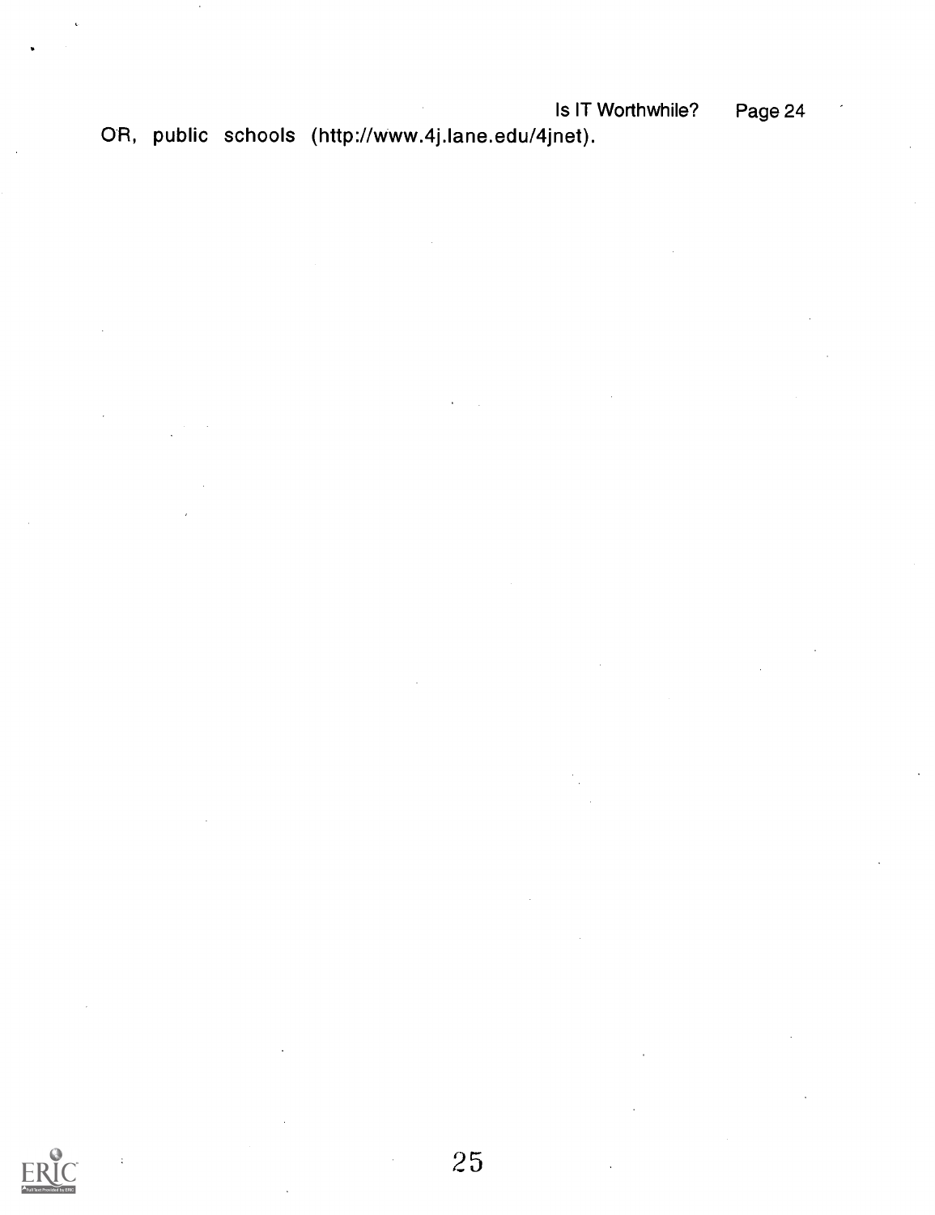OR, public schools (http://www.4j.lane.edu/4jnet).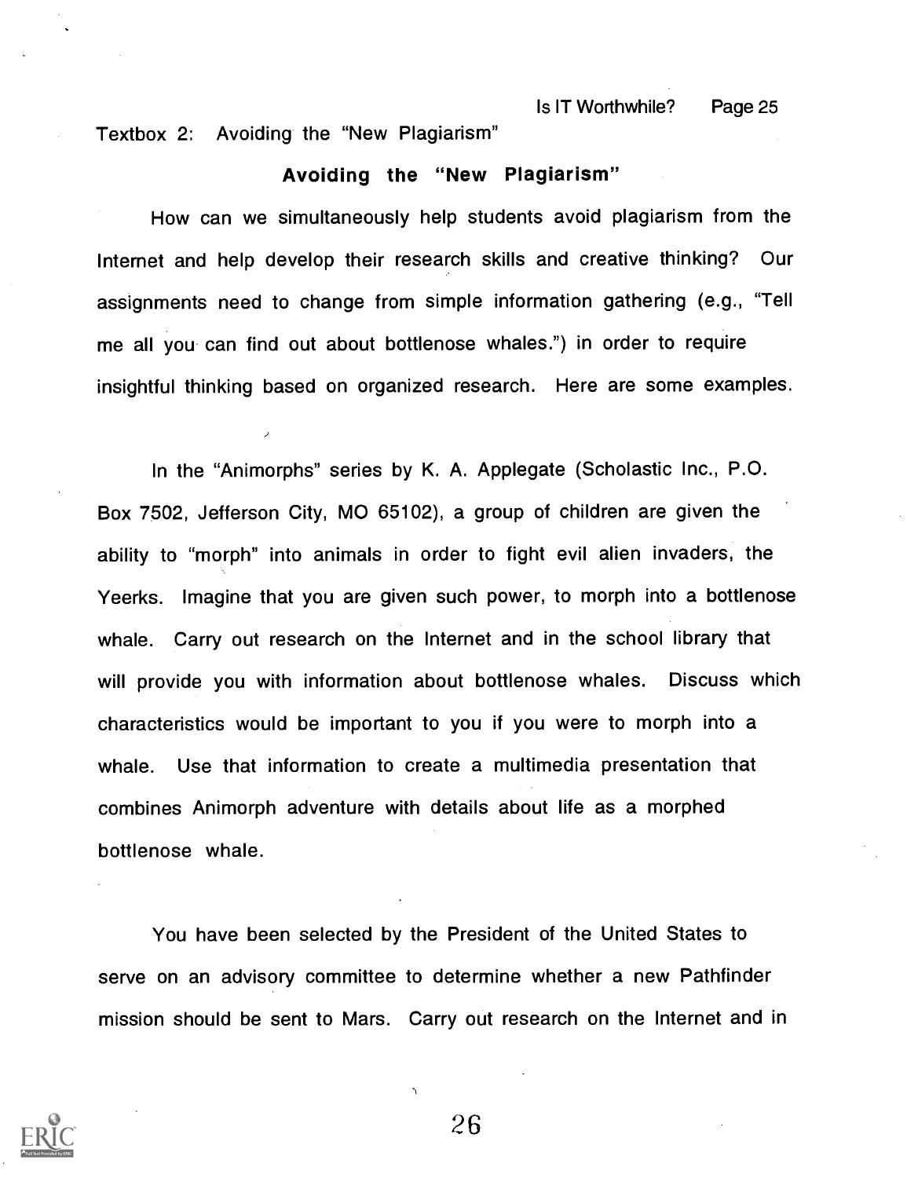Textbox 2: Avoiding the "New Plagiarism"

## Avoiding the "New Plagiarism"

How can we simultaneously help students avoid plagiarism from the Internet and help develop their research skills and creative thinking? Our assignments need to change from simple information gathering (e.g., "Tell me all you can find out about bottlenose whales.") in order to require insightful thinking based on organized research. Here are some examples.

In the "Animorphs" series by K. A. Applegate (Scholastic Inc., P.O. Box 7502, Jefferson City, MO 65102), a group of children are given the ability to "morph" into animals in order to fight evil alien invaders, the Yeerks. Imagine that you are given such power, to morph into a bottlenose whale. Carry out research on the Internet and in the school library that will provide you with information about bottlenose whales. Discuss which characteristics would be important to you if you were to morph into a whale. Use that information to create a multimedia presentation that combines Animorph adventure with details about life as a morphed bottlenose whale.

You have been selected by the President of the United States to serve on an advisory committee to determine whether a new Pathfinder mission should be sent to Mars. Carry out research on the Internet and in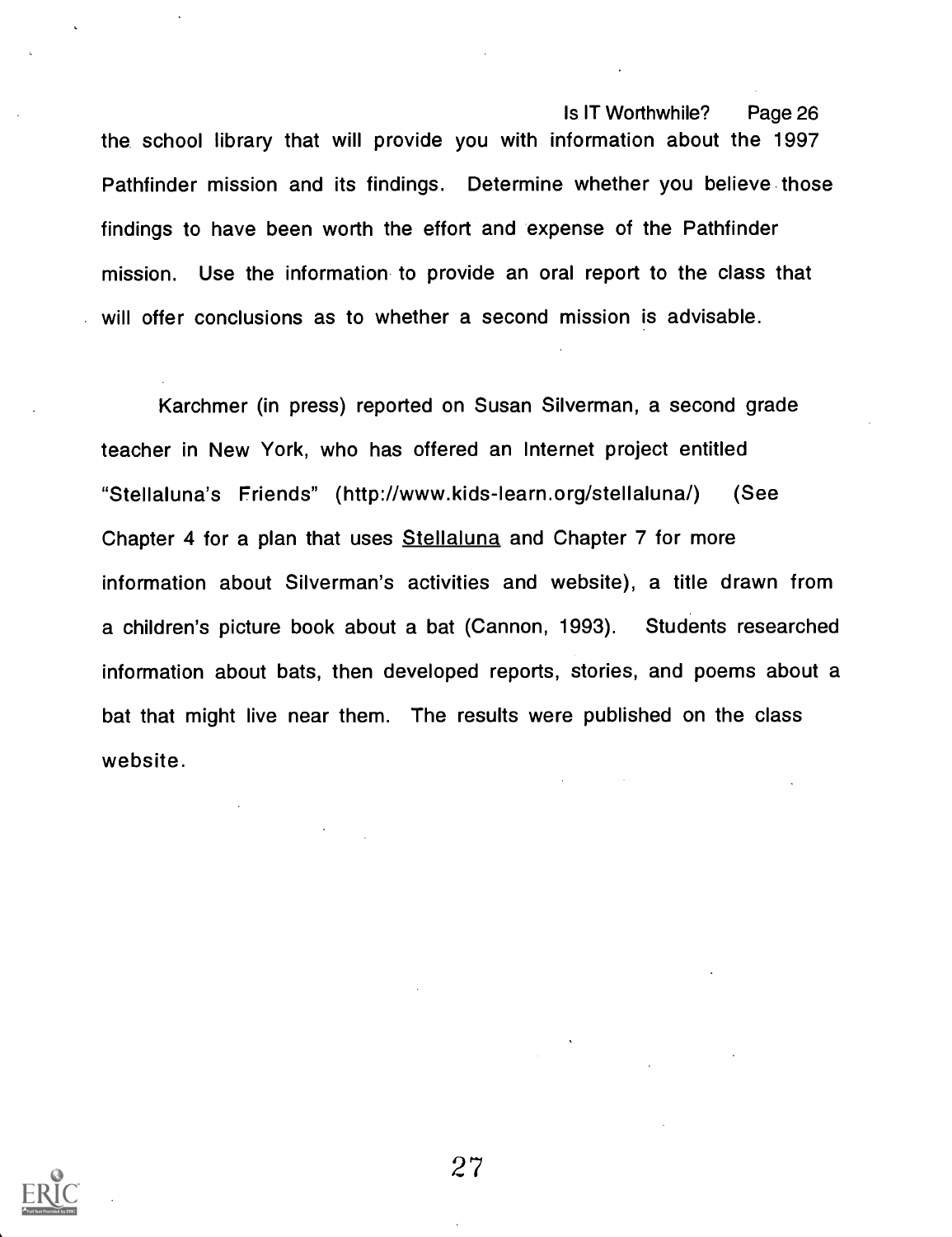the school library that will provide you with information about the 1997 Pathfinder mission and its findings. Determine whether you believe those findings to have been worth the effort and expense of the Pathfinder mission. Use the information to provide an oral report to the class that will offer conclusions as to whether a second mission is advisable.

Karchmer (in press) reported on Susan Silverman, a second grade teacher in New York, who has offered an Internet project entitled "Stellaluna's Friends" (http://www.kids-learn.org/stellaluna/) (See Chapter 4 for a plan that uses Stellaluna and Chapter 7 for more information about Silverman's activities and website), a title drawn from a children's picture book about a bat (Cannon, 1993). Students researched information about bats, then developed reports, stories, and poems about a bat that might live near them. The results were published on the class website.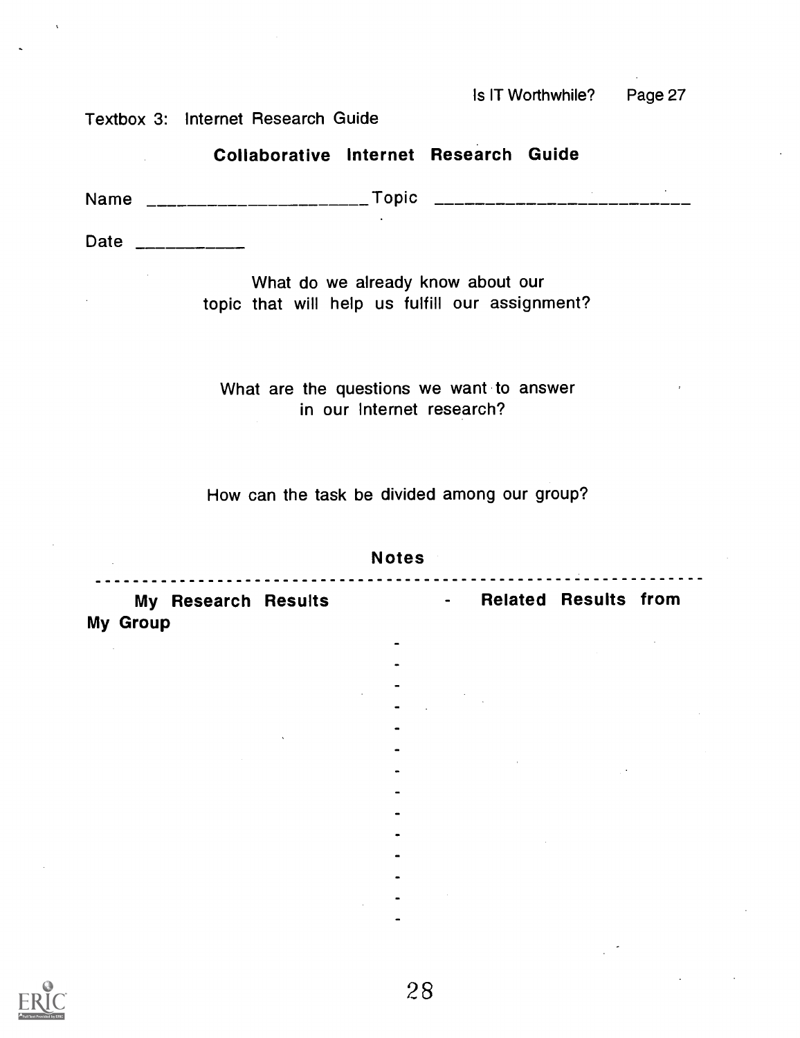Textbox 3: Internet Research Guide

## Collaborative Internet Research Guide

Name ______________________ Topic ________________________

Date ___________

What do we already know about our topic that will help us fulfill our assignment?

What are the questions we want to answer in our Internet research?

How can the task be divided among our group?

**Notes**

| **My Research Results** | **Related Results from My Group** |
| --- | --- |
| | |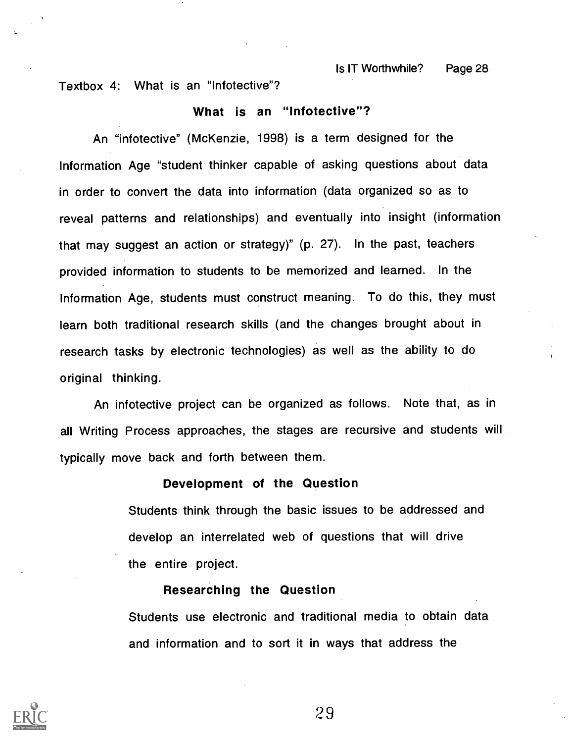Textbox 4: What is an "Infotective"?

## What is an "Infotective"?

An "infotective" (McKenzie, 1998) is a term designed for the Information Age "student thinker capable of asking questions about data in order to convert the data into information (data organized so as to reveal patterns and relationships) and eventually into insight (information that may suggest an action or strategy)" (p. 27). In the past, teachers provided information to students to be memorized and learned. In the Information Age, students must construct meaning. To do this, they must learn both traditional research skills (and the changes brought about in research tasks by electronic technologies) as well as the ability to do original thinking.

An infotective project can be organized as follows. Note that, as in all Writing Process approaches, the stages are recursive and students will typically move back and forth between them.

### Development of the Question

Students think through the basic issues to be addressed and develop an interrelated web of questions that will drive the entire project.

### Researching the Question

Students use electronic and traditional media to obtain data and information and to sort it in ways that address the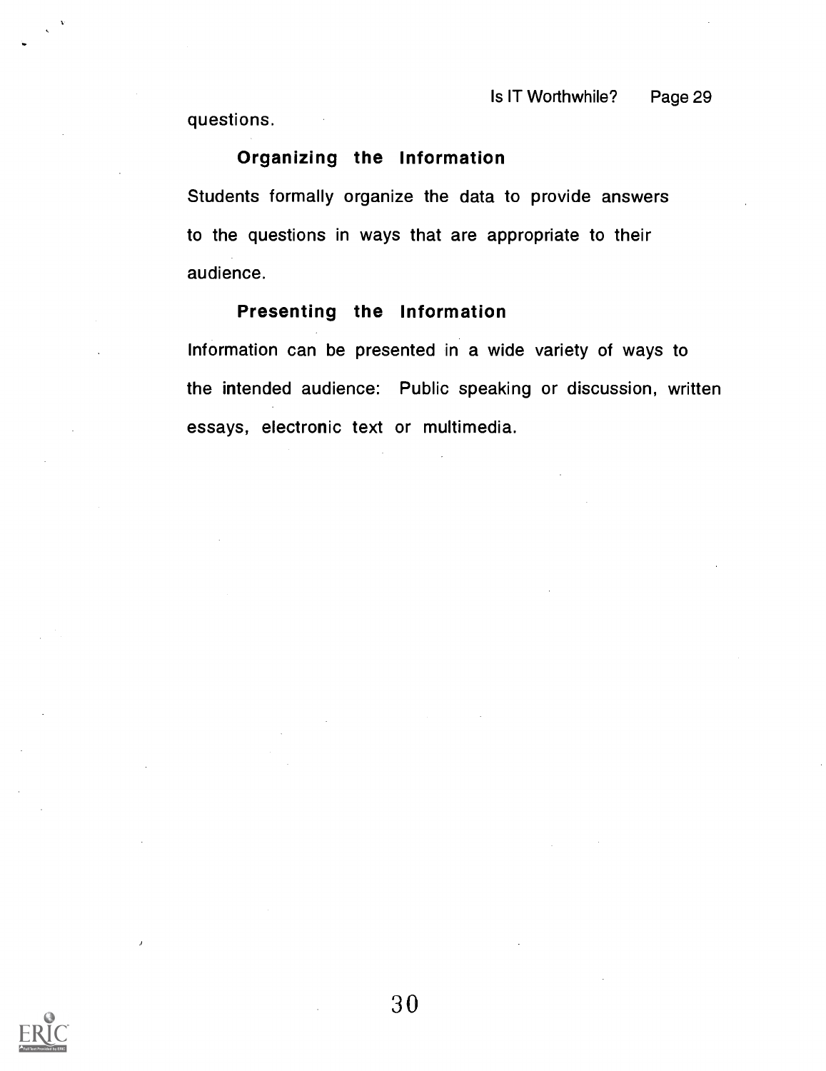questions.

### Organizing the Information

Students formally organize the data to provide answers to the questions in ways that are appropriate to their audience.

### Presenting the Information

Information can be presented in a wide variety of ways to the intended audience: Public speaking or discussion, written essays, electronic text or multimedia.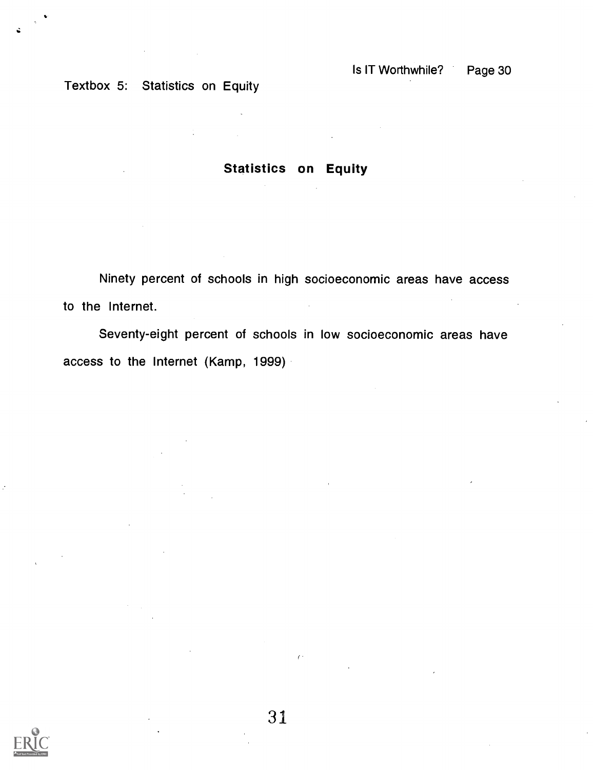Textbox 5: Statistics on Equity

## Statistics on Equity

Ninety percent of schools in high socioeconomic areas have access to the Internet.

Seventy-eight percent of schools in low socioeconomic areas have access to the Internet (Kamp, 1999)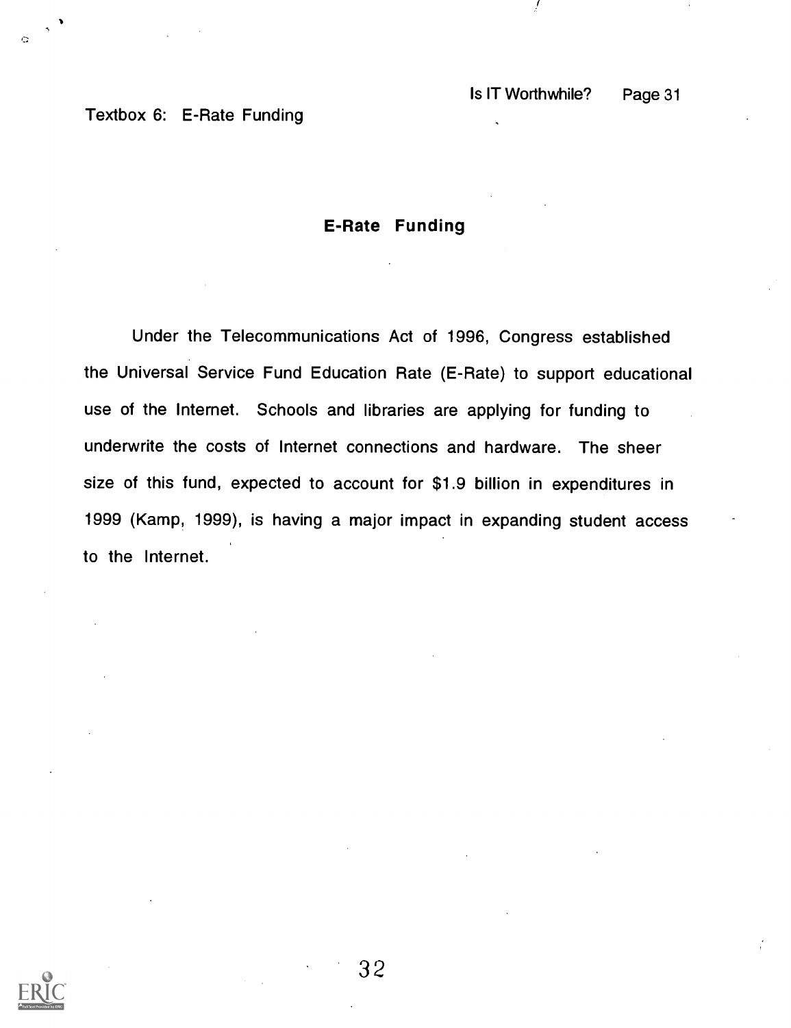Textbox 6: E-Rate Funding

## E-Rate Funding

Under the Telecommunications Act of 1996, Congress established the Universal Service Fund Education Rate (E-Rate) to support educational use of the Internet. Schools and libraries are applying for funding to underwrite the costs of Internet connections and hardware. The sheer size of this fund, expected to account for $1.9 billion in expenditures in 1999 (Kamp, 1999), is having a major impact in expanding student access to the Internet.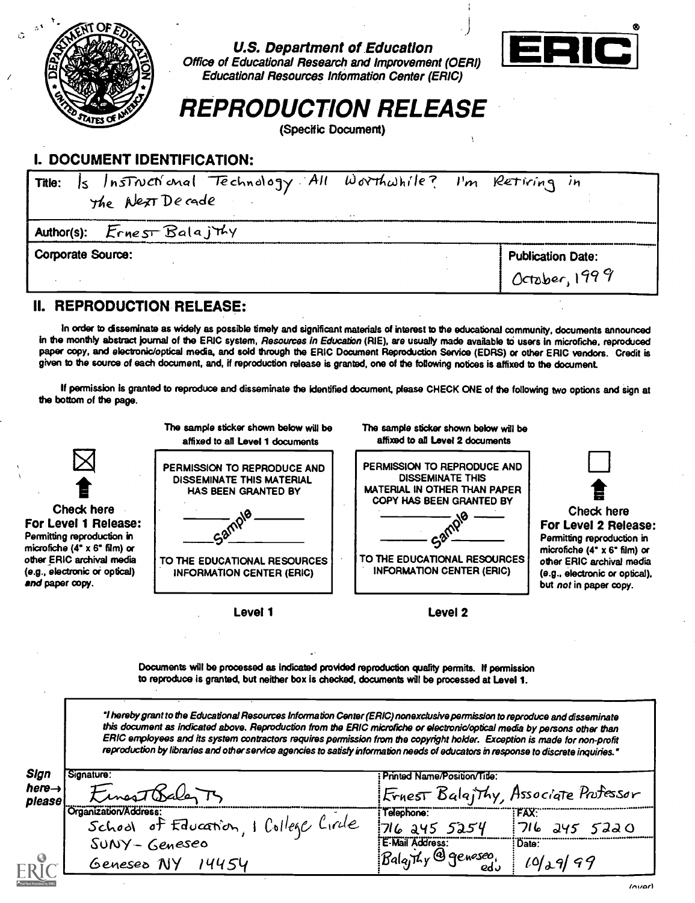**U.S. Department of Education**
*Office of Educational Research and Improvement (OERI)*
*Educational Resources Information Center (ERIC)*

ERIC®

# REPRODUCTION RELEASE

(Specific Document)

## I. DOCUMENT IDENTIFICATION:

| | |
|---|---|
| Title: Is Instructional Technology All Worthwhile? I'm Retiring in the Next Decade | |
| Author(s): Ernest Balajthy | |
| Corporate Source: | Publication Date: October, 1999 |

## II. REPRODUCTION RELEASE:

In order to disseminate as widely as possible timely and significant materials of interest to the educational community, documents announced in the monthly abstract journal of the ERIC system, *Resources in Education* (RIE), are usually made available to users in microfiche, reproduced paper copy, and electronic/optical media, and sold through the ERIC Document Reproduction Service (EDRS) or other ERIC vendors. Credit is given to the source of each document, and, if reproduction release is granted, one of the following notices is affixed to the document.

If permission is granted to reproduce and disseminate the identified document, please CHECK ONE of the following two options and sign at the bottom of the page.

☒ **Check here For Level 1 Release:** Permitting reproduction in microfiche (4" x 6" film) or other ERIC archival media (e.g., electronic or optical) *and* paper copy.

The sample sticker shown below will be affixed to all Level 1 documents

PERMISSION TO REPRODUCE AND DISSEMINATE THIS MATERIAL HAS BEEN GRANTED BY

_____ Sample _____

TO THE EDUCATIONAL RESOURCES INFORMATION CENTER (ERIC)

**Level 1**

The sample sticker shown below will be affixed to all Level 2 documents

PERMISSION TO REPRODUCE AND DISSEMINATE THIS MATERIAL IN OTHER THAN PAPER COPY HAS BEEN GRANTED BY

_____ Sample _____

TO THE EDUCATIONAL RESOURCES INFORMATION CENTER (ERIC)

**Level 2**

☐ **Check here For Level 2 Release:** Permitting reproduction in microfiche (4" x 6" film) or other ERIC archival media (e.g., electronic or optical), but *not* in paper copy.

Documents will be processed as indicated provided reproduction quality permits. If permission to reproduce is granted, but neither box is checked, documents will be processed at Level 1.

*"I hereby grant to the Educational Resources Information Center (ERIC) nonexclusive permission to reproduce and disseminate this document as indicated above. Reproduction from the ERIC microfiche or electronic/optical media by persons other than ERIC employees and its system contractors requires permission from the copyright holder. Exception is made for non-profit reproduction by libraries and other service agencies to satisfy information needs of educators in response to discrete inquiries."*

**Sign here→ please**

| | | |
|---|---|---|
| Signature: Ernest Balajthy | Printed Name/Position/Title: Ernest Balajthy, Associate Professor | |
| Organization/Address: School of Education, 1 College Circle, SUNY - Geneseo, Geneseo NY 14454 | Telephone: 716 245 5254 | FAX: 716 245 5220 |
| | E-Mail Address: Balajthy@geneseo.edu | Date: 10/29/99 |

(over)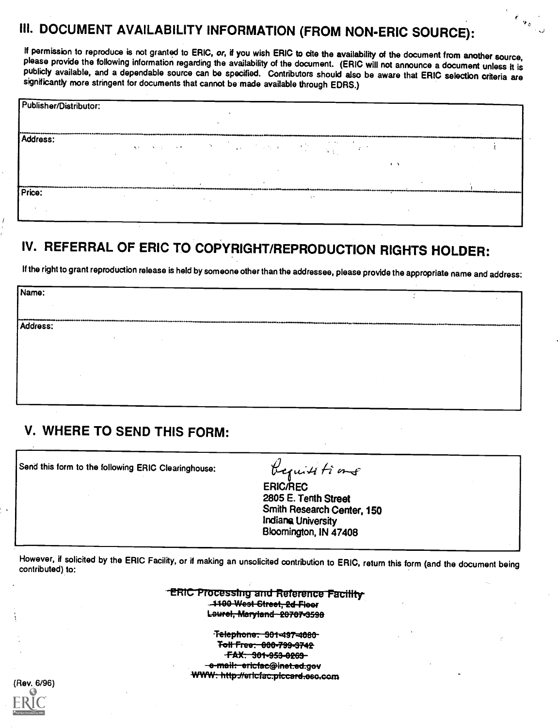## III. DOCUMENT AVAILABILITY INFORMATION (FROM NON-ERIC SOURCE):

If permission to reproduce is not granted to ERIC, *or,* if you wish ERIC to cite the availability of the document from another source, please provide the following information regarding the availability of the document. (ERIC will not announce a document unless it is publicly available, and a dependable source can be specified. Contributors should also be aware that ERIC selection criteria are significantly more stringent for documents that cannot be made available through EDRS.)

Publisher/Distributor:

Address:

Price:

## IV. REFERRAL OF ERIC TO COPYRIGHT/REPRODUCTION RIGHTS HOLDER:

If the right to grant reproduction release is held by someone other than the addressee, please provide the appropriate name and address:

Name:

Address:

## V. WHERE TO SEND THIS FORM:

Send this form to the following ERIC Clearinghouse:

Acquisitions
ERIC/REC
2805 E. Tenth Street
Smith Research Center, 150
Indiana University
Bloomington, IN 47408

However, if solicited by the ERIC Facility, or if making an unsolicited contribution to ERIC, return this form (and the document being contributed) to:

~~ERIC Processing and Reference Facility~~
~~1100 West Street, 2d Floor~~
~~Laurel, Maryland 20707-3598~~

~~Telephone: 301-497-4080~~
~~Toll Free: 800-799-3742~~
~~FAX: 301-953-0263~~
~~e-mail: ericfac@inet.ed.gov~~
~~WWW: http://ericfac.piccard.csc.com~~

(Rev. 6/96)